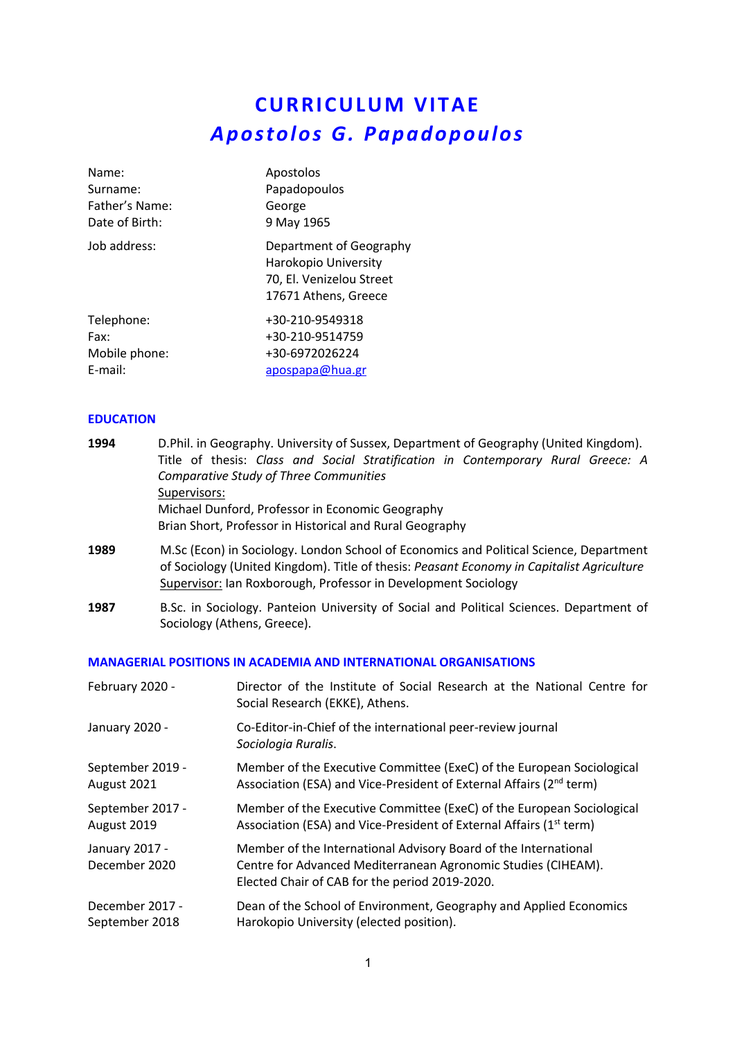# CURRICULUM VITAE

## *Apostolos G. Papadopoulos*

| | |
|---|---|
| Name: | Apostolos |
| Surname: | Papadopoulos |
| Father's Name: | George |
| Date of Birth: | 9 May 1965 |
| Job address: | Department of Geography<br>Harokopio University<br>70, El. Venizelou Street<br>17671 Athens, Greece |
| Telephone: | +30-210-9549318 |
| Fax: | +30-210-9514759 |
| Mobile phone: | +30-6972026224 |
| E-mail: | apospapa@hua.gr |

### EDUCATION

**1994** D.Phil. in Geography. University of Sussex, Department of Geography (United Kingdom). Title of thesis: *Class and Social Stratification in Contemporary Rural Greece: A Comparative Study of Three Communities*
Supervisors:
Michael Dunford, Professor in Economic Geography
Brian Short, Professor in Historical and Rural Geography

**1989** M.Sc (Econ) in Sociology. London School of Economics and Political Science, Department of Sociology (United Kingdom). Title of thesis: *Peasant Economy in Capitalist Agriculture*
Supervisor: Ian Roxborough, Professor in Development Sociology

**1987** B.Sc. in Sociology. Panteion University of Social and Political Sciences. Department of Sociology (Athens, Greece).

### MANAGERIAL POSITIONS IN ACADEMIA AND INTERNATIONAL ORGANISATIONS

| | |
|---|---|
| February 2020 - | Director of the Institute of Social Research at the National Centre for Social Research (EKKE), Athens. |
| January 2020 - | Co-Editor-in-Chief of the international peer-review journal *Sociologia Ruralis*. |
| September 2019 - August 2021 | Member of the Executive Committee (ExeC) of the European Sociological Association (ESA) and Vice-President of External Affairs (2nd term) |
| September 2017 - August 2019 | Member of the Executive Committee (ExeC) of the European Sociological Association (ESA) and Vice-President of External Affairs (1st term) |
| January 2017 - December 2020 | Member of the International Advisory Board of the International Centre for Advanced Mediterranean Agronomic Studies (CIHEAM). Elected Chair of CAB for the period 2019-2020. |
| December 2017 - September 2018 | Dean of the School of Environment, Geography and Applied Economics Harokopio University (elected position). |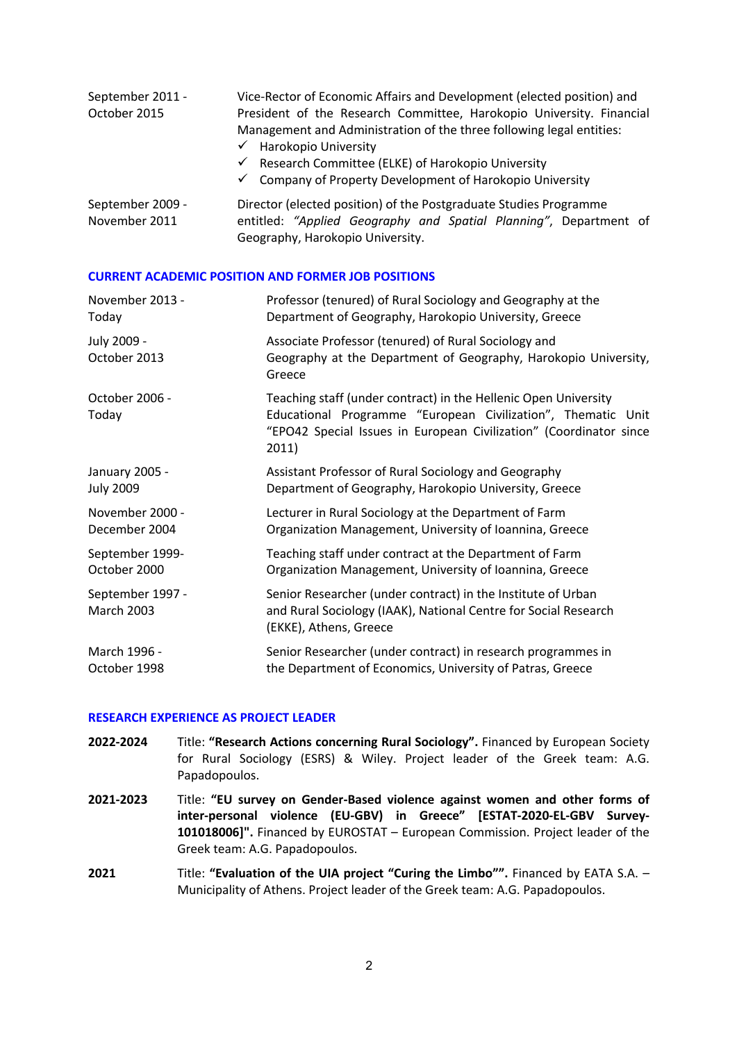| | |
|---|---|
| September 2011 - October 2015 | Vice-Rector of Economic Affairs and Development (elected position) and President of the Research Committee, Harokopio University. Financial Management and Administration of the three following legal entities:<br>✓ Harokopio University<br>✓ Research Committee (ELKE) of Harokopio University<br>✓ Company of Property Development of Harokopio University |
| September 2009 - November 2011 | Director (elected position) of the Postgraduate Studies Programme entitled: *"Applied Geography and Spatial Planning"*, Department of Geography, Harokopio University. |

## CURRENT ACADEMIC POSITION AND FORMER JOB POSITIONS

| | |
|---|---|
| November 2013 - Today | Professor (tenured) of Rural Sociology and Geography at the Department of Geography, Harokopio University, Greece |
| July 2009 - October 2013 | Associate Professor (tenured) of Rural Sociology and Geography at the Department of Geography, Harokopio University, Greece |
| October 2006 - Today | Teaching staff (under contract) in the Hellenic Open University Educational Programme "European Civilization", Thematic Unit "EPO42 Special Issues in European Civilization" (Coordinator since 2011) |
| January 2005 - July 2009 | Assistant Professor of Rural Sociology and Geography Department of Geography, Harokopio University, Greece |
| November 2000 - December 2004 | Lecturer in Rural Sociology at the Department of Farm Organization Management, University of Ioannina, Greece |
| September 1999- October 2000 | Teaching staff under contract at the Department of Farm Organization Management, University of Ioannina, Greece |
| September 1997 - March 2003 | Senior Researcher (under contract) in the Institute of Urban and Rural Sociology (IAAK), National Centre for Social Research (EKKE), Athens, Greece |
| March 1996 - October 1998 | Senior Researcher (under contract) in research programmes in the Department of Economics, University of Patras, Greece |

## RESEARCH EXPERIENCE AS PROJECT LEADER

**2022-2024** Title: **"Research Actions concerning Rural Sociology".** Financed by European Society for Rural Sociology (ESRS) & Wiley. Project leader of the Greek team: A.G. Papadopoulos.

**2021-2023** Title: **"EU survey on Gender-Based violence against women and other forms of inter-personal violence (EU-GBV) in Greece" [ESTAT-2020-EL-GBV Survey-101018006]".** Financed by EUROSTAT – European Commission. Project leader of the Greek team: A.G. Papadopoulos.

**2021** Title: **"Evaluation of the UIA project "Curing the Limbo"".** Financed by EATA S.A. – Municipality of Athens. Project leader of the Greek team: A.G. Papadopoulos.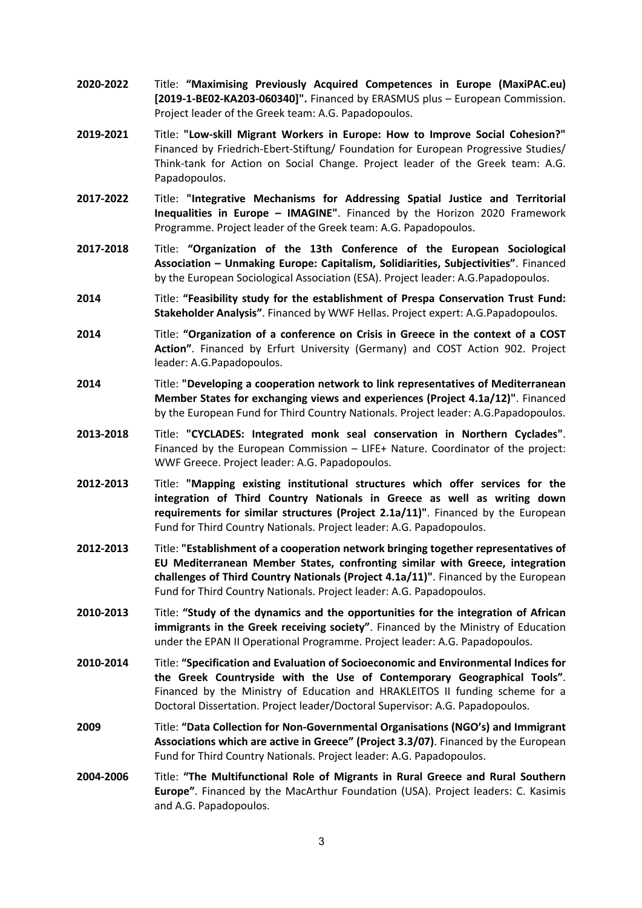**2020-2022** Title: **"Maximising Previously Acquired Competences in Europe (MaxiPAC.eu) [2019-1-BE02-KA203-060340]".** Financed by ERASMUS plus – European Commission. Project leader of the Greek team: A.G. Papadopoulos.

**2019-2021** Title: **"Low-skill Migrant Workers in Europe: How to Improve Social Cohesion?"** Financed by Friedrich-Ebert-Stiftung/ Foundation for European Progressive Studies/ Think-tank for Action on Social Change. Project leader of the Greek team: A.G. Papadopoulos.

**2017-2022** Title: **"Integrative Mechanisms for Addressing Spatial Justice and Territorial Inequalities in Europe – IMAGINE"**. Financed by the Horizon 2020 Framework Programme. Project leader of the Greek team: A.G. Papadopoulos.

**2017-2018** Title: **"Organization of the 13th Conference of the European Sociological Association – Unmaking Europe: Capitalism, Solidiarities, Subjectivities"**. Financed by the European Sociological Association (ESA). Project leader: A.G.Papadopoulos.

**2014** Title: **"Feasibility study for the establishment of Prespa Conservation Trust Fund: Stakeholder Analysis"**. Financed by WWF Hellas. Project expert: A.G.Papadopoulos.

**2014** Title: **"Organization of a conference on Crisis in Greece in the context of a COST Action"**. Financed by Erfurt University (Germany) and COST Action 902. Project leader: A.G.Papadopoulos.

**2014** Title: **"Developing a cooperation network to link representatives of Mediterranean Member States for exchanging views and experiences (Project 4.1a/12)"**. Financed by the European Fund for Third Country Nationals. Project leader: A.G.Papadopoulos.

**2013-2018** Title: **"CYCLADES: Integrated monk seal conservation in Northern Cyclades"**. Financed by the European Commission – LIFE+ Nature. Coordinator of the project: WWF Greece. Project leader: A.G. Papadopoulos.

**2012-2013** Title: **"Mapping existing institutional structures which offer services for the integration of Third Country Nationals in Greece as well as writing down requirements for similar structures (Project 2.1a/11)"**. Financed by the European Fund for Third Country Nationals. Project leader: A.G. Papadopoulos.

**2012-2013** Title: **"Establishment of a cooperation network bringing together representatives of EU Mediterranean Member States, confronting similar with Greece, integration challenges of Third Country Nationals (Project 4.1a/11)"**. Financed by the European Fund for Third Country Nationals. Project leader: A.G. Papadopoulos.

**2010-2013** Title: **"Study of the dynamics and the opportunities for the integration of African immigrants in the Greek receiving society"**. Financed by the Ministry of Education under the EPAN II Operational Programme. Project leader: A.G. Papadopoulos.

**2010-2014** Title: **"Specification and Evaluation of Socioeconomic and Environmental Indices for the Greek Countryside with the Use of Contemporary Geographical Tools"**. Financed by the Ministry of Education and HRAKLEITOS II funding scheme for a Doctoral Dissertation. Project leader/Doctoral Supervisor: A.G. Papadopoulos.

**2009** Title: **"Data Collection for Non-Governmental Organisations (NGO's) and Immigrant Associations which are active in Greece" (Project 3.3/07)**. Financed by the European Fund for Third Country Nationals. Project leader: A.G. Papadopoulos.

**2004-2006** Title: **"The Multifunctional Role of Migrants in Rural Greece and Rural Southern Europe"**. Financed by the MacArthur Foundation (USA). Project leaders: C. Kasimis and A.G. Papadopoulos.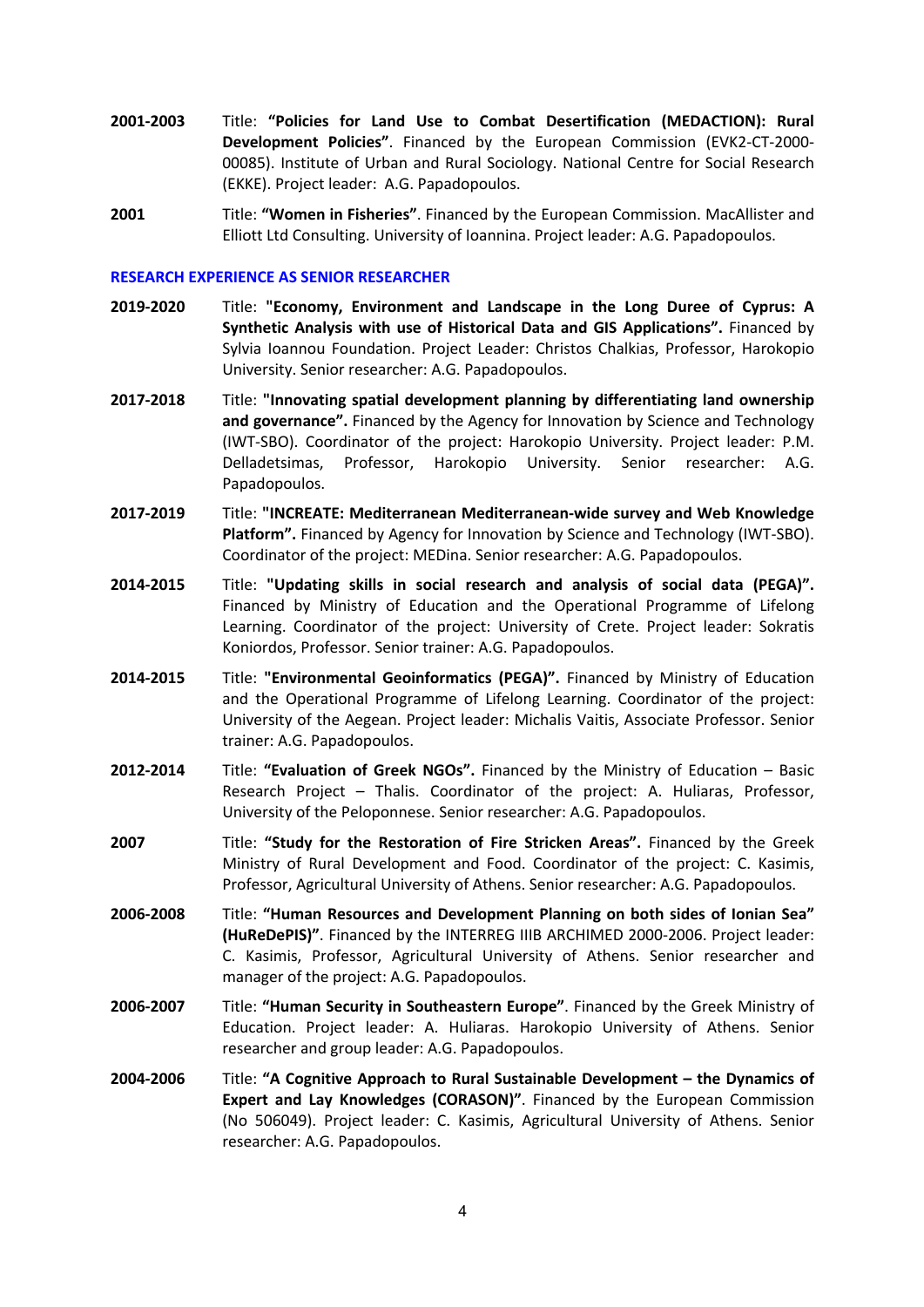**2001-2003** Title: **"Policies for Land Use to Combat Desertification (MEDACTION): Rural Development Policies"**. Financed by the European Commission (EVK2-CT-2000-00085). Institute of Urban and Rural Sociology. National Centre for Social Research (EKKE). Project leader: A.G. Papadopoulos.

**2001** Title: **"Women in Fisheries"**. Financed by the European Commission. MacAllister and Elliott Ltd Consulting. University of Ioannina. Project leader: A.G. Papadopoulos.

## RESEARCH EXPERIENCE AS SENIOR RESEARCHER

**2019-2020** Title: **"Economy, Environment and Landscape in the Long Duree of Cyprus: A Synthetic Analysis with use of Historical Data and GIS Applications".** Financed by Sylvia Ioannou Foundation. Project Leader: Christos Chalkias, Professor, Harokopio University. Senior researcher: A.G. Papadopoulos.

**2017-2018** Title: **"Innovating spatial development planning by differentiating land ownership and governance".** Financed by the Agency for Innovation by Science and Technology (IWT-SBO). Coordinator of the project: Harokopio University. Project leader: P.M. Delladetsimas, Professor, Harokopio University. Senior researcher: A.G. Papadopoulos.

**2017-2019** Title: **"INCREATE: Mediterranean Mediterranean-wide survey and Web Knowledge Platform".** Financed by Agency for Innovation by Science and Technology (IWT-SBO). Coordinator of the project: MEDina. Senior researcher: A.G. Papadopoulos.

**2014-2015** Title: **"Updating skills in social research and analysis of social data (PEGA)".** Financed by Ministry of Education and the Operational Programme of Lifelong Learning. Coordinator of the project: University of Crete. Project leader: Sokratis Koniordos, Professor. Senior trainer: A.G. Papadopoulos.

**2014-2015** Title: **"Environmental Geoinformatics (PEGA)".** Financed by Ministry of Education and the Operational Programme of Lifelong Learning. Coordinator of the project: University of the Aegean. Project leader: Michalis Vaitis, Associate Professor. Senior trainer: A.G. Papadopoulos.

**2012-2014** Title: **"Evaluation of Greek NGOs".** Financed by the Ministry of Education – Basic Research Project – Thalis. Coordinator of the project: A. Huliaras, Professor, University of the Peloponnese. Senior researcher: A.G. Papadopoulos.

**2007** Title: **"Study for the Restoration of Fire Stricken Areas".** Financed by the Greek Ministry of Rural Development and Food. Coordinator of the project: C. Kasimis, Professor, Agricultural University of Athens. Senior researcher: A.G. Papadopoulos.

**2006-2008** Title: **"Human Resources and Development Planning on both sides of Ionian Sea" (HuReDePIS)"**. Financed by the INTERREG IIIB ARCHIMED 2000-2006. Project leader: C. Kasimis, Professor, Agricultural University of Athens. Senior researcher and manager of the project: A.G. Papadopoulos.

**2006-2007** Title: **"Human Security in Southeastern Europe"**. Financed by the Greek Ministry of Education. Project leader: A. Huliaras. Harokopio University of Athens. Senior researcher and group leader: A.G. Papadopoulos.

**2004-2006** Title: **"A Cognitive Approach to Rural Sustainable Development – the Dynamics of Expert and Lay Knowledges (CORASON)"**. Financed by the European Commission (No 506049). Project leader: C. Kasimis, Agricultural University of Athens. Senior researcher: A.G. Papadopoulos.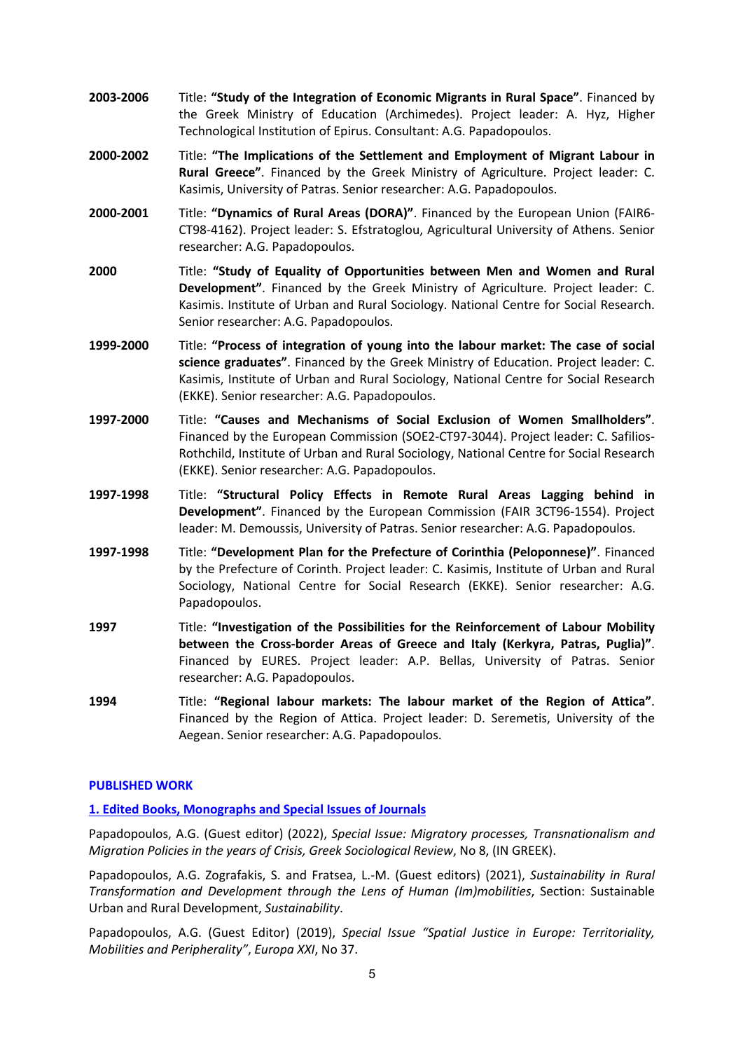**2003-2006** Title: **"Study of the Integration of Economic Migrants in Rural Space"**. Financed by the Greek Ministry of Education (Archimedes). Project leader: A. Hyz, Higher Technological Institution of Epirus. Consultant: A.G. Papadopoulos.

**2000-2002** Title: **"The Implications of the Settlement and Employment of Migrant Labour in Rural Greece"**. Financed by the Greek Ministry of Agriculture. Project leader: C. Kasimis, University of Patras. Senior researcher: A.G. Papadopoulos.

**2000-2001** Title: **"Dynamics of Rural Areas (DORA)"**. Financed by the European Union (FAIR6-CT98-4162). Project leader: S. Efstratoglou, Agricultural University of Athens. Senior researcher: A.G. Papadopoulos.

**2000** Title: **"Study of Equality of Opportunities between Men and Women and Rural Development"**. Financed by the Greek Ministry of Agriculture. Project leader: C. Kasimis. Institute of Urban and Rural Sociology. National Centre for Social Research. Senior researcher: A.G. Papadopoulos.

**1999-2000** Title: **"Process of integration of young into the labour market: The case of social science graduates"**. Financed by the Greek Ministry of Education. Project leader: C. Kasimis, Institute of Urban and Rural Sociology, National Centre for Social Research (EKKE). Senior researcher: A.G. Papadopoulos.

**1997-2000** Title: **"Causes and Mechanisms of Social Exclusion of Women Smallholders"**. Financed by the European Commission (SOE2-CT97-3044). Project leader: C. Safilios-Rothchild, Institute of Urban and Rural Sociology, National Centre for Social Research (EKKE). Senior researcher: A.G. Papadopoulos.

**1997-1998** Title: **"Structural Policy Effects in Remote Rural Areas Lagging behind in Development"**. Financed by the European Commission (FAIR 3CT96-1554). Project leader: M. Demoussis, University of Patras. Senior researcher: A.G. Papadopoulos.

**1997-1998** Title: **"Development Plan for the Prefecture of Corinthia (Peloponnese)"**. Financed by the Prefecture of Corinth. Project leader: C. Kasimis, Institute of Urban and Rural Sociology, National Centre for Social Research (EKKE). Senior researcher: A.G. Papadopoulos.

**1997** Title: **"Investigation of the Possibilities for the Reinforcement of Labour Mobility between the Cross-border Areas of Greece and Italy (Kerkyra, Patras, Puglia)"**. Financed by EURES. Project leader: A.P. Bellas, University of Patras. Senior researcher: A.G. Papadopoulos.

**1994** Title: **"Regional labour markets: The labour market of the Region of Attica"**. Financed by the Region of Attica. Project leader: D. Seremetis, University of the Aegean. Senior researcher: A.G. Papadopoulos.

## PUBLISHED WORK

### 1. Edited Books, Monographs and Special Issues of Journals

Papadopoulos, A.G. (Guest editor) (2022), *Special Issue: Migratory processes, Transnationalism and Migration Policies in the years of Crisis, Greek Sociological Review*, No 8, (IN GREEK).

Papadopoulos, A.G. Zografakis, S. and Fratsea, L.-M. (Guest editors) (2021), *Sustainability in Rural Transformation and Development through the Lens of Human (Im)mobilities*, Section: Sustainable Urban and Rural Development, *Sustainability*.

Papadopoulos, A.G. (Guest Editor) (2019), *Special Issue "Spatial Justice in Europe: Territoriality, Mobilities and Peripherality"*, *Europa XXI*, No 37.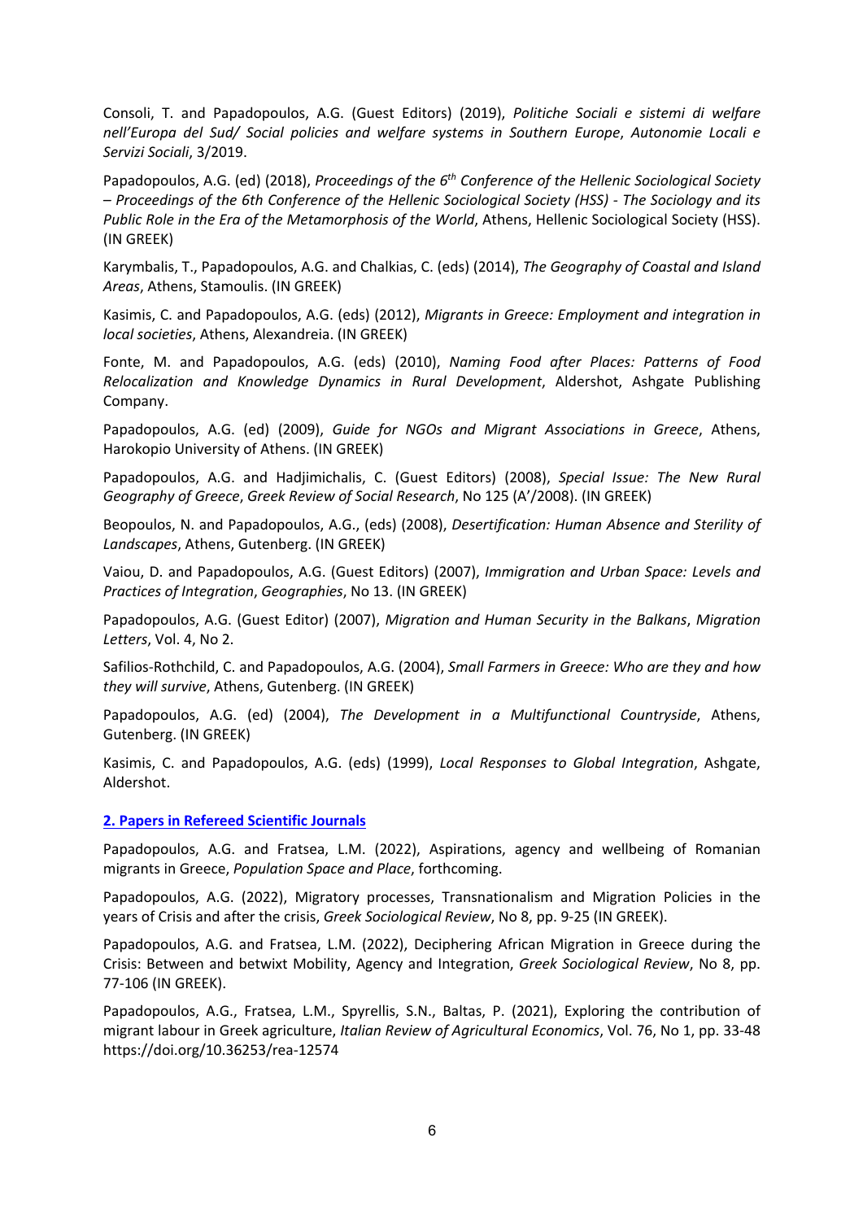Consoli, T. and Papadopoulos, A.G. (Guest Editors) (2019), *Politiche Sociali e sistemi di welfare nell'Europa del Sud/ Social policies and welfare systems in Southern Europe*, *Autonomie Locali e Servizi Sociali*, 3/2019.

Papadopoulos, A.G. (ed) (2018), *Proceedings of the 6th Conference of the Hellenic Sociological Society – Proceedings of the 6th Conference of the Hellenic Sociological Society (HSS) - The Sociology and its Public Role in the Era of the Metamorphosis of the World*, Athens, Hellenic Sociological Society (HSS). (IN GREEK)

Karymbalis, T., Papadopoulos, A.G. and Chalkias, C. (eds) (2014), *The Geography of Coastal and Island Areas*, Athens, Stamoulis. (IN GREEK)

Kasimis, C. and Papadopoulos, A.G. (eds) (2012), *Migrants in Greece: Employment and integration in local societies*, Athens, Alexandreia. (IN GREEK)

Fonte, M. and Papadopoulos, A.G. (eds) (2010), *Naming Food after Places: Patterns of Food Relocalization and Knowledge Dynamics in Rural Development*, Aldershot, Ashgate Publishing Company.

Papadopoulos, A.G. (ed) (2009), *Guide for NGOs and Migrant Associations in Greece*, Athens, Harokopio University of Athens. (IN GREEK)

Papadopoulos, A.G. and Hadjimichalis, C. (Guest Editors) (2008), *Special Issue: The New Rural Geography of Greece*, *Greek Review of Social Research*, No 125 (A'/2008). (IN GREEK)

Beopoulos, N. and Papadopoulos, A.G., (eds) (2008), *Desertification: Human Absence and Sterility of Landscapes*, Athens, Gutenberg. (IN GREEK)

Vaiou, D. and Papadopoulos, A.G. (Guest Editors) (2007), *Immigration and Urban Space: Levels and Practices of Integration*, *Geographies*, No 13. (IN GREEK)

Papadopoulos, A.G. (Guest Editor) (2007), *Migration and Human Security in the Balkans*, *Migration Letters*, Vol. 4, No 2.

Safilios-Rothchild, C. and Papadopoulos, A.G. (2004), *Small Farmers in Greece: Who are they and how they will survive*, Athens, Gutenberg. (IN GREEK)

Papadopoulos, A.G. (ed) (2004), *The Development in a Multifunctional Countryside*, Athens, Gutenberg. (IN GREEK)

Kasimis, C. and Papadopoulos, A.G. (eds) (1999), *Local Responses to Global Integration*, Ashgate, Aldershot.

## 2. Papers in Refereed Scientific Journals

Papadopoulos, A.G. and Fratsea, L.M. (2022), Aspirations, agency and wellbeing of Romanian migrants in Greece, *Population Space and Place*, forthcoming.

Papadopoulos, A.G. (2022), Migratory processes, Transnationalism and Migration Policies in the years of Crisis and after the crisis, *Greek Sociological Review*, No 8, pp. 9-25 (IN GREEK).

Papadopoulos, A.G. and Fratsea, L.M. (2022), Deciphering African Migration in Greece during the Crisis: Between and betwixt Mobility, Agency and Integration, *Greek Sociological Review*, No 8, pp. 77-106 (IN GREEK).

Papadopoulos, A.G., Fratsea, L.M., Spyrellis, S.N., Baltas, P. (2021), Exploring the contribution of migrant labour in Greek agriculture, *Italian Review of Agricultural Economics*, Vol. 76, No 1, pp. 33-48 https://doi.org/10.36253/rea-12574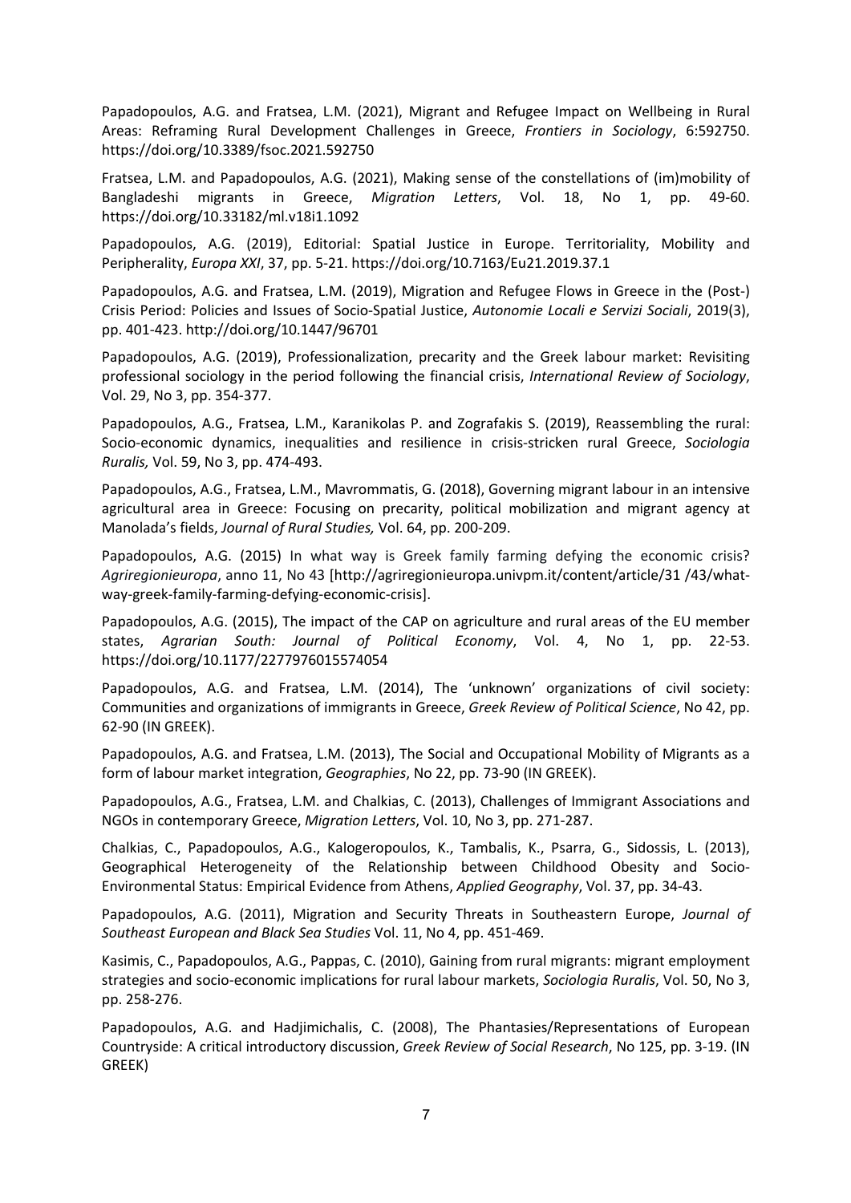Papadopoulos, A.G. and Fratsea, L.M. (2021), Migrant and Refugee Impact on Wellbeing in Rural Areas: Reframing Rural Development Challenges in Greece, *Frontiers in Sociology*, 6:592750. https://doi.org/10.3389/fsoc.2021.592750

Fratsea, L.M. and Papadopoulos, A.G. (2021), Making sense of the constellations of (im)mobility of Bangladeshi migrants in Greece, *Migration Letters*, Vol. 18, No 1, pp. 49-60. https://doi.org/10.33182/ml.v18i1.1092

Papadopoulos, A.G. (2019), Editorial: Spatial Justice in Europe. Territoriality, Mobility and Peripherality, *Europa XXI*, 37, pp. 5-21. https://doi.org/10.7163/Eu21.2019.37.1

Papadopoulos, A.G. and Fratsea, L.M. (2019), Migration and Refugee Flows in Greece in the (Post-) Crisis Period: Policies and Issues of Socio-Spatial Justice, *Autonomie Locali e Servizi Sociali*, 2019(3), pp. 401-423. http://doi.org/10.1447/96701

Papadopoulos, A.G. (2019), Professionalization, precarity and the Greek labour market: Revisiting professional sociology in the period following the financial crisis, *International Review of Sociology*, Vol. 29, No 3, pp. 354-377.

Papadopoulos, A.G., Fratsea, L.M., Karanikolas P. and Zografakis S. (2019), Reassembling the rural: Socio-economic dynamics, inequalities and resilience in crisis-stricken rural Greece, *Sociologia Ruralis,* Vol. 59, No 3, pp. 474-493.

Papadopoulos, A.G., Fratsea, L.M., Mavrommatis, G. (2018), Governing migrant labour in an intensive agricultural area in Greece: Focusing on precarity, political mobilization and migrant agency at Manolada's fields, *Journal of Rural Studies,* Vol. 64, pp. 200-209.

Papadopoulos, A.G. (2015) In what way is Greek family farming defying the economic crisis? *Agriregionieuropa*, anno 11, No 43 [http://agriregionieuropa.univpm.it/content/article/31 /43/what-way-greek-family-farming-defying-economic-crisis].

Papadopoulos, A.G. (2015), The impact of the CAP on agriculture and rural areas of the EU member states, *Agrarian South: Journal of Political Economy*, Vol. 4, No 1, pp. 22-53. https://doi.org/10.1177/2277976015574054

Papadopoulos, A.G. and Fratsea, L.M. (2014), The 'unknown' organizations of civil society: Communities and organizations of immigrants in Greece, *Greek Review of Political Science*, No 42, pp. 62-90 (IN GREEK).

Papadopoulos, A.G. and Fratsea, L.M. (2013), The Social and Occupational Mobility of Migrants as a form of labour market integration, *Geographies*, No 22, pp. 73-90 (IN GREEK).

Papadopoulos, A.G., Fratsea, L.M. and Chalkias, C. (2013), Challenges of Immigrant Associations and NGOs in contemporary Greece, *Migration Letters*, Vol. 10, No 3, pp. 271-287.

Chalkias, C., Papadopoulos, A.G., Kalogeropoulos, K., Tambalis, K., Psarra, G., Sidossis, L. (2013), Geographical Heterogeneity of the Relationship between Childhood Obesity and Socio-Environmental Status: Empirical Evidence from Athens, *Applied Geography*, Vol. 37, pp. 34-43.

Papadopoulos, A.G. (2011), Migration and Security Threats in Southeastern Europe, *Journal of Southeast European and Black Sea Studies* Vol. 11, No 4, pp. 451-469.

Kasimis, C., Papadopoulos, A.G., Pappas, C. (2010), Gaining from rural migrants: migrant employment strategies and socio-economic implications for rural labour markets, *Sociologia Ruralis*, Vol. 50, No 3, pp. 258-276.

Papadopoulos, A.G. and Hadjimichalis, C. (2008), The Phantasies/Representations of European Countryside: A critical introductory discussion, *Greek Review of Social Research*, No 125, pp. 3-19. (IN GREEK)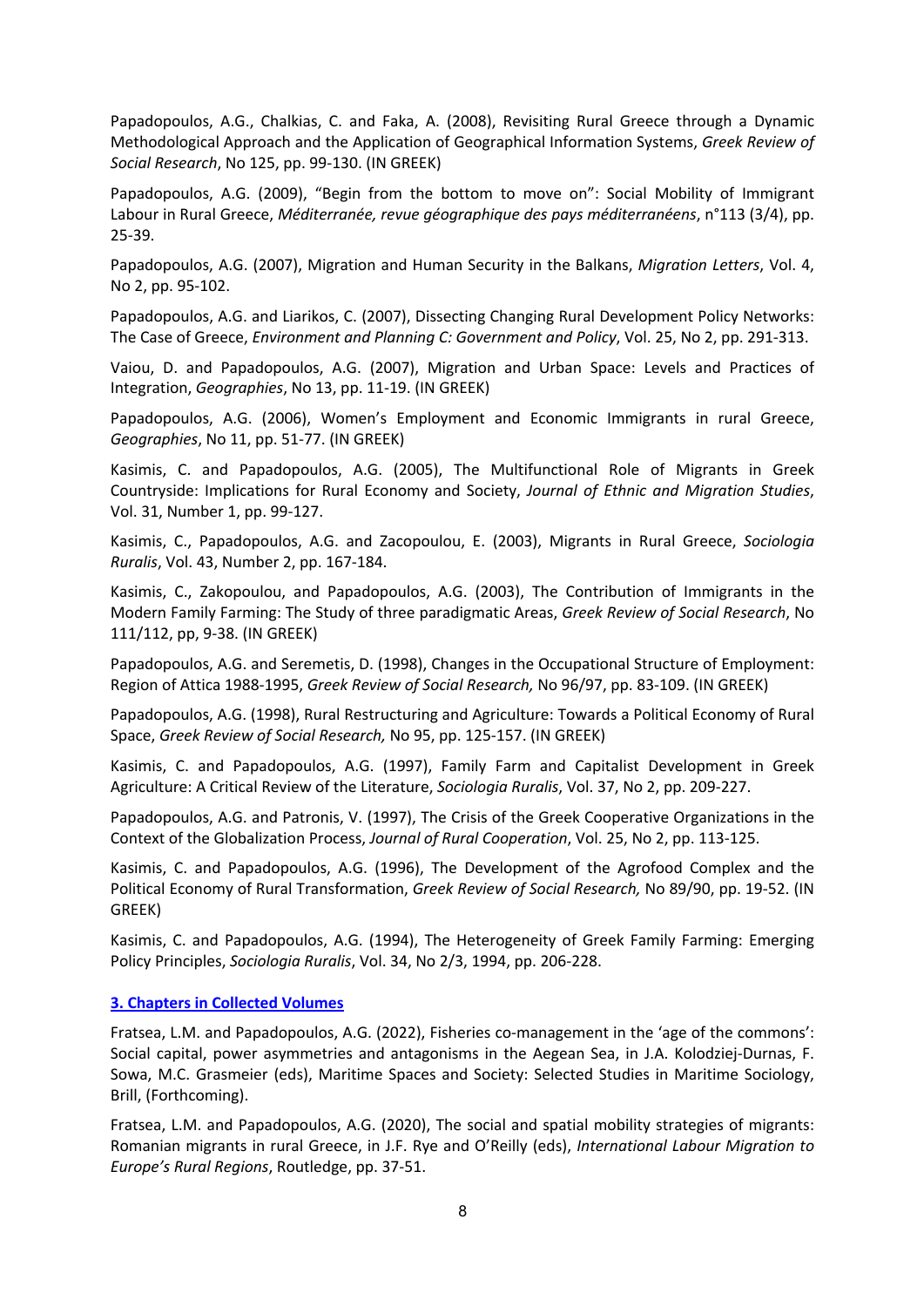Papadopoulos, A.G., Chalkias, C. and Faka, A. (2008), Revisiting Rural Greece through a Dynamic Methodological Approach and the Application of Geographical Information Systems, *Greek Review of Social Research*, No 125, pp. 99-130. (IN GREEK)

Papadopoulos, A.G. (2009), "Begin from the bottom to move on": Social Mobility of Immigrant Labour in Rural Greece, *Méditerranée, revue géographique des pays méditerranéens*, n°113 (3/4), pp. 25-39.

Papadopoulos, A.G. (2007), Migration and Human Security in the Balkans, *Migration Letters*, Vol. 4, No 2, pp. 95-102.

Papadopoulos, A.G. and Liarikos, C. (2007), Dissecting Changing Rural Development Policy Networks: The Case of Greece, *Environment and Planning C: Government and Policy*, Vol. 25, No 2, pp. 291-313.

Vaiou, D. and Papadopoulos, A.G. (2007), Migration and Urban Space: Levels and Practices of Integration, *Geographies*, No 13, pp. 11-19. (IN GREEK)

Papadopoulos, A.G. (2006), Women's Employment and Economic Immigrants in rural Greece, *Geographies*, No 11, pp. 51-77. (IN GREEK)

Kasimis, C. and Papadopoulos, A.G. (2005), The Multifunctional Role of Migrants in Greek Countryside: Implications for Rural Economy and Society, *Journal of Ethnic and Migration Studies*, Vol. 31, Number 1, pp. 99-127.

Kasimis, C., Papadopoulos, A.G. and Zacopoulou, E. (2003), Migrants in Rural Greece, *Sociologia Ruralis*, Vol. 43, Number 2, pp. 167-184.

Kasimis, C., Zakopoulou, and Papadopoulos, A.G. (2003), The Contribution of Immigrants in the Modern Family Farming: The Study of three paradigmatic Areas, *Greek Review of Social Research*, No 111/112, pp, 9-38. (IN GREEK)

Papadopoulos, A.G. and Seremetis, D. (1998), Changes in the Occupational Structure of Employment: Region of Attica 1988-1995, *Greek Review of Social Research,* No 96/97, pp. 83-109. (IN GREEK)

Papadopoulos, A.G. (1998), Rural Restructuring and Agriculture: Towards a Political Economy of Rural Space, *Greek Review of Social Research,* No 95, pp. 125-157. (IN GREEK)

Kasimis, C. and Papadopoulos, A.G. (1997), Family Farm and Capitalist Development in Greek Agriculture: A Critical Review of the Literature, *Sociologia Ruralis*, Vol. 37, No 2, pp. 209-227.

Papadopoulos, A.G. and Patronis, V. (1997), The Crisis of the Greek Cooperative Organizations in the Context of the Globalization Process, *Journal of Rural Cooperation*, Vol. 25, No 2, pp. 113-125.

Kasimis, C. and Papadopoulos, A.G. (1996), The Development of the Agrofood Complex and the Political Economy of Rural Transformation, *Greek Review of Social Research,* No 89/90, pp. 19-52. (IN GREEK)

Kasimis, C. and Papadopoulos, A.G. (1994), The Heterogeneity of Greek Family Farming: Emerging Policy Principles, *Sociologia Ruralis*, Vol. 34, No 2/3, 1994, pp. 206-228.

### 3. Chapters in Collected Volumes

Fratsea, L.M. and Papadopoulos, A.G. (2022), Fisheries co-management in the 'age of the commons': Social capital, power asymmetries and antagonisms in the Aegean Sea, in J.A. Kolodziej-Durnas, F. Sowa, M.C. Grasmeier (eds), Maritime Spaces and Society: Selected Studies in Maritime Sociology, Brill, (Forthcoming).

Fratsea, L.M. and Papadopoulos, A.G. (2020), The social and spatial mobility strategies of migrants: Romanian migrants in rural Greece, in J.F. Rye and O'Reilly (eds), *International Labour Migration to Europe's Rural Regions*, Routledge, pp. 37-51.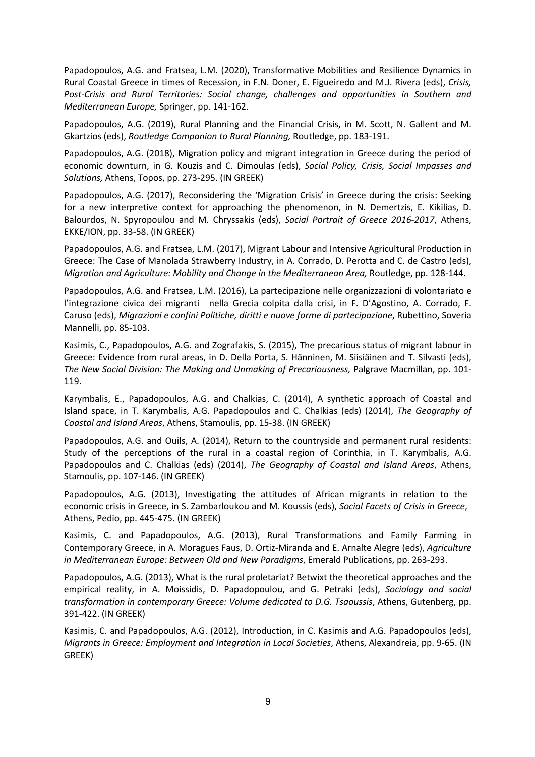Papadopoulos, A.G. and Fratsea, L.M. (2020), Transformative Mobilities and Resilience Dynamics in Rural Coastal Greece in times of Recession, in F.N. Doner, E. Figueiredo and M.J. Rivera (eds), *Crisis, Post-Crisis and Rural Territories: Social change, challenges and opportunities in Southern and Mediterranean Europe,* Springer, pp. 141-162.

Papadopoulos, A.G. (2019), Rural Planning and the Financial Crisis, in M. Scott, N. Gallent and M. Gkartzios (eds), *Routledge Companion to Rural Planning,* Routledge, pp. 183-191.

Papadopoulos, A.G. (2018), Migration policy and migrant integration in Greece during the period of economic downturn, in G. Kouzis and C. Dimoulas (eds), *Social Policy, Crisis, Social Impasses and Solutions,* Athens, Topos, pp. 273-295. (IN GREEK)

Papadopoulos, A.G. (2017), Reconsidering the 'Migration Crisis' in Greece during the crisis: Seeking for a new interpretive context for approaching the phenomenon, in N. Demertzis, E. Kikilias, D. Balourdos, N. Spyropoulou and M. Chryssakis (eds), *Social Portrait of Greece 2016-2017*, Athens, EKKE/ION, pp. 33-58. (IN GREEK)

Papadopoulos, A.G. and Fratsea, L.M. (2017), Migrant Labour and Intensive Agricultural Production in Greece: The Case of Manolada Strawberry Industry, in A. Corrado, D. Perotta and C. de Castro (eds), *Migration and Agriculture: Mobility and Change in the Mediterranean Area,* Routledge, pp. 128-144.

Papadopoulos, A.G. and Fratsea, L.M. (2016), La partecipazione nelle organizzazioni di volontariato e l'integrazione civica dei migranti nella Grecia colpita dalla crisi, in F. D'Agostino, A. Corrado, F. Caruso (eds), *Migrazioni e confini Politiche, diritti e nuove forme di partecipazione*, Rubettino, Soveria Mannelli, pp. 85-103.

Kasimis, C., Papadopoulos, A.G. and Zografakis, S. (2015), The precarious status of migrant labour in Greece: Evidence from rural areas, in D. Della Porta, S. Hänninen, M. Siisiäinen and T. Silvasti (eds), *The New Social Division: The Making and Unmaking of Precariousness,* Palgrave Macmillan, pp. 101-119.

Karymbalis, E., Papadopoulos, A.G. and Chalkias, C. (2014), A synthetic approach of Coastal and Island space, in T. Karymbalis, A.G. Papadopoulos and C. Chalkias (eds) (2014), *The Geography of Coastal and Island Areas*, Athens, Stamoulis, pp. 15-38. (IN GREEK)

Papadopoulos, A.G. and Ouils, A. (2014), Return to the countryside and permanent rural residents: Study of the perceptions of the rural in a coastal region of Corinthia, in T. Karymbalis, A.G. Papadopoulos and C. Chalkias (eds) (2014), *The Geography of Coastal and Island Areas*, Athens, Stamoulis, pp. 107-146. (IN GREEK)

Papadopoulos, A.G. (2013), Investigating the attitudes of African migrants in relation to the economic crisis in Greece, in S. Zambarloukou and M. Koussis (eds), *Social Facets of Crisis in Greece*, Athens, Pedio, pp. 445-475. (IN GREEK)

Kasimis, C. and Papadopoulos, A.G. (2013), Rural Transformations and Family Farming in Contemporary Greece, in A. Moragues Faus, D. Ortiz-Miranda and E. Arnalte Alegre (eds), *Agriculture in Mediterranean Europe: Between Old and New Paradigms*, Emerald Publications, pp. 263-293.

Papadopoulos, A.G. (2013), What is the rural proletariat? Betwixt the theoretical approaches and the empirical reality, in A. Moissidis, D. Papadopoulou, and G. Petraki (eds), *Sociology and social transformation in contemporary Greece: Volume dedicated to D.G. Tsaoussis*, Athens, Gutenberg, pp. 391-422. (IN GREEK)

Kasimis, C. and Papadopoulos, A.G. (2012), Introduction, in C. Kasimis and A.G. Papadopoulos (eds), *Migrants in Greece: Employment and Integration in Local Societies*, Athens, Alexandreia, pp. 9-65. (IN GREEK)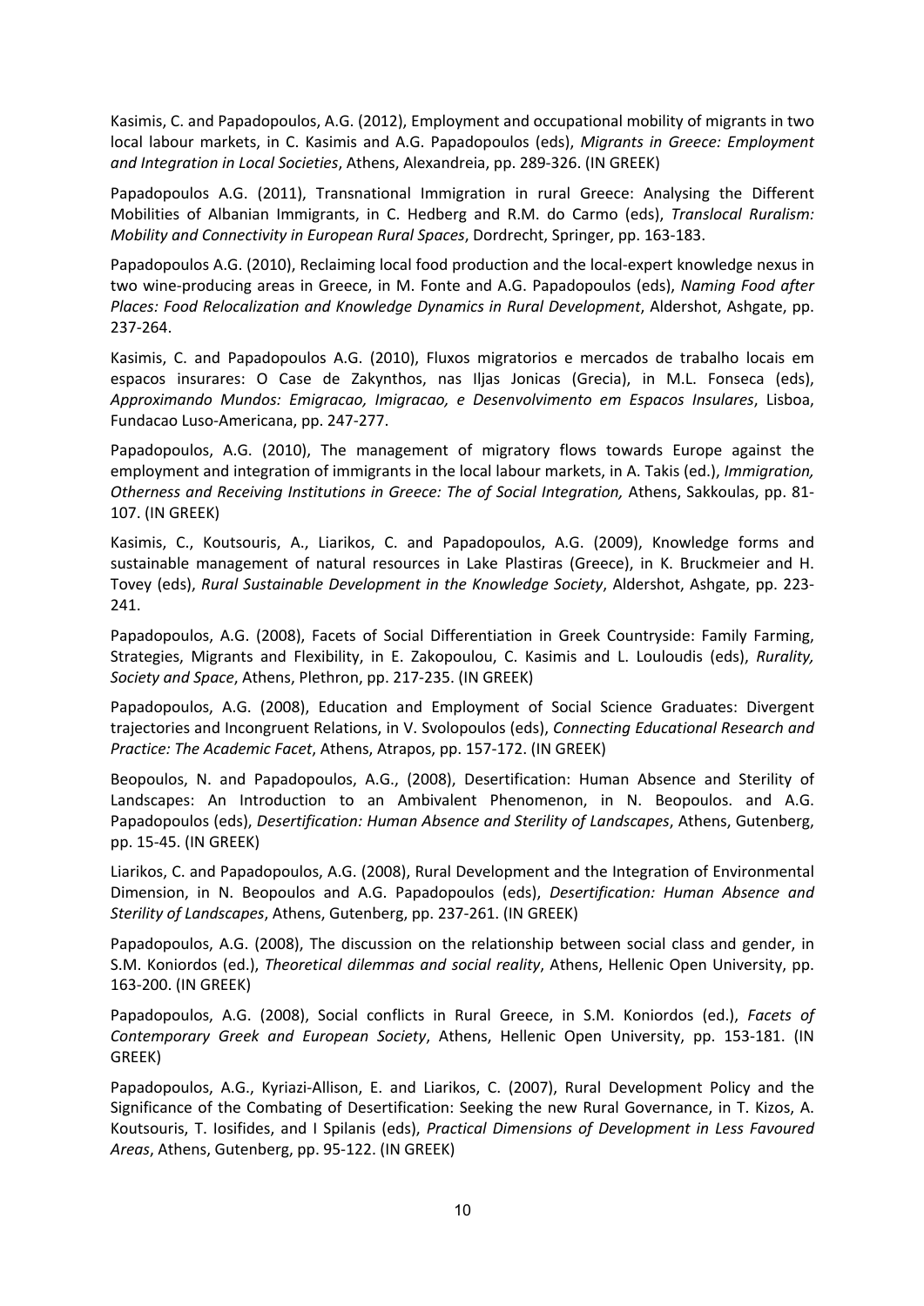Kasimis, C. and Papadopoulos, A.G. (2012), Employment and occupational mobility of migrants in two local labour markets, in C. Kasimis and A.G. Papadopoulos (eds), *Migrants in Greece: Employment and Integration in Local Societies*, Athens, Alexandreia, pp. 289-326. (IN GREEK)

Papadopoulos A.G. (2011), Transnational Immigration in rural Greece: Analysing the Different Mobilities of Albanian Immigrants, in C. Hedberg and R.M. do Carmo (eds), *Translocal Ruralism: Mobility and Connectivity in European Rural Spaces*, Dordrecht, Springer, pp. 163-183.

Papadopoulos A.G. (2010), Reclaiming local food production and the local-expert knowledge nexus in two wine-producing areas in Greece, in M. Fonte and A.G. Papadopoulos (eds), *Naming Food after Places: Food Relocalization and Knowledge Dynamics in Rural Development*, Aldershot, Ashgate, pp. 237-264.

Kasimis, C. and Papadopoulos A.G. (2010), Fluxos migratorios e mercados de trabalho locais em espacos insurares: O Case de Zakynthos, nas Iljas Jonicas (Grecia), in M.L. Fonseca (eds), *Approximando Mundos: Emigracao, Imigracao, e Desenvolvimento em Espacos Insulares*, Lisboa, Fundacao Luso-Americana, pp. 247-277.

Papadopoulos, A.G. (2010), The management of migratory flows towards Europe against the employment and integration of immigrants in the local labour markets, in A. Takis (ed.), *Immigration, Otherness and Receiving Institutions in Greece: The of Social Integration,* Athens, Sakkoulas, pp. 81-107. (IN GREEK)

Kasimis, C., Koutsouris, A., Liarikos, C. and Papadopoulos, A.G. (2009), Knowledge forms and sustainable management of natural resources in Lake Plastiras (Greece), in K. Bruckmeier and H. Tovey (eds), *Rural Sustainable Development in the Knowledge Society*, Aldershot, Ashgate, pp. 223-241.

Papadopoulos, A.G. (2008), Facets of Social Differentiation in Greek Countryside: Family Farming, Strategies, Migrants and Flexibility, in E. Zakopoulou, C. Kasimis and L. Louloudis (eds), *Rurality, Society and Space*, Athens, Plethron, pp. 217-235. (IN GREEK)

Papadopoulos, A.G. (2008), Education and Employment of Social Science Graduates: Divergent trajectories and Incongruent Relations, in V. Svolopoulos (eds), *Connecting Educational Research and Practice: The Academic Facet*, Athens, Atrapos, pp. 157-172. (IN GREEK)

Beopoulos, N. and Papadopoulos, A.G., (2008), Desertification: Human Absence and Sterility of Landscapes: An Introduction to an Ambivalent Phenomenon, in N. Beopoulos. and A.G. Papadopoulos (eds), *Desertification: Human Absence and Sterility of Landscapes*, Athens, Gutenberg, pp. 15-45. (IN GREEK)

Liarikos, C. and Papadopoulos, A.G. (2008), Rural Development and the Integration of Environmental Dimension, in N. Beopoulos and A.G. Papadopoulos (eds), *Desertification: Human Absence and Sterility of Landscapes*, Athens, Gutenberg, pp. 237-261. (IN GREEK)

Papadopoulos, A.G. (2008), The discussion on the relationship between social class and gender, in S.M. Koniordos (ed.), *Theoretical dilemmas and social reality*, Athens, Hellenic Open University, pp. 163-200. (IN GREEK)

Papadopoulos, A.G. (2008), Social conflicts in Rural Greece, in S.M. Koniordos (ed.), *Facets of Contemporary Greek and European Society*, Athens, Hellenic Open University, pp. 153-181. (IN GREEK)

Papadopoulos, A.G., Kyriazi-Allison, E. and Liarikos, C. (2007), Rural Development Policy and the Significance of the Combating of Desertification: Seeking the new Rural Governance, in T. Kizos, A. Koutsouris, T. Iosifides, and I Spilanis (eds), *Practical Dimensions of Development in Less Favoured Areas*, Athens, Gutenberg, pp. 95-122. (IN GREEK)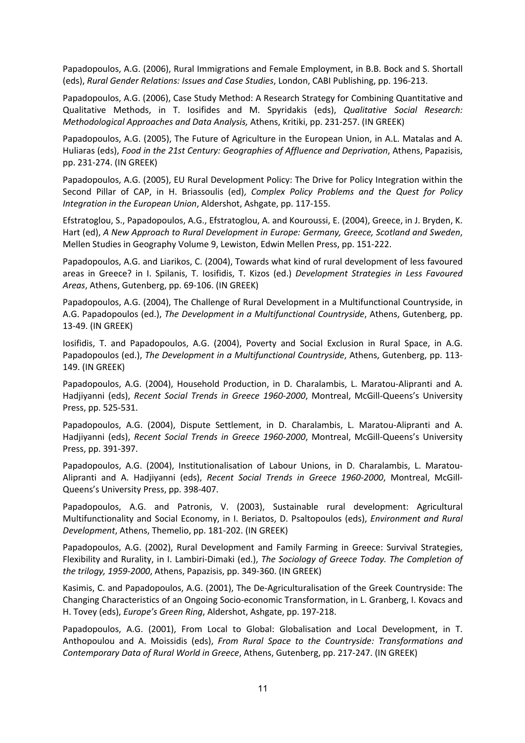Papadopoulos, A.G. (2006), Rural Immigrations and Female Employment, in B.B. Bock and S. Shortall (eds), *Rural Gender Relations: Issues and Case Studies*, London, CABI Publishing, pp. 196-213.

Papadopoulos, A.G. (2006), Case Study Method: A Research Strategy for Combining Quantitative and Qualitative Methods, in T. Iosifides and M. Spyridakis (eds), *Qualitative Social Research: Methodological Approaches and Data Analysis,* Athens, Kritiki, pp. 231-257. (IN GREEK)

Papadopoulos, A.G. (2005), The Future of Agriculture in the European Union, in A.L. Matalas and A. Huliaras (eds), *Food in the 21st Century: Geographies of Affluence and Deprivation*, Athens, Papazisis, pp. 231-274. (IN GREEK)

Papadopoulos, A.G. (2005), EU Rural Development Policy: The Drive for Policy Integration within the Second Pillar of CAP, in H. Briassoulis (ed), *Complex Policy Problems and the Quest for Policy Integration in the European Union*, Aldershot, Ashgate, pp. 117-155.

Efstratoglou, S., Papadopoulos, A.G., Efstratoglou, A. and Kouroussi, E. (2004), Greece, in J. Bryden, K. Hart (ed), *A New Approach to Rural Development in Europe: Germany, Greece, Scotland and Sweden*, Mellen Studies in Geography Volume 9, Lewiston, Edwin Mellen Press, pp. 151-222.

Papadopoulos, A.G. and Liarikos, C. (2004), Towards what kind of rural development of less favoured areas in Greece? in I. Spilanis, T. Iosifidis, T. Kizos (ed.) *Development Strategies in Less Favoured Areas*, Athens, Gutenberg, pp. 69-106. (IN GREEK)

Papadopoulos, A.G. (2004), The Challenge of Rural Development in a Multifunctional Countryside, in A.G. Papadopoulos (ed.), *The Development in a Multifunctional Countryside*, Athens, Gutenberg, pp. 13-49. (IN GREEK)

Iosifidis, T. and Papadopoulos, A.G. (2004), Poverty and Social Exclusion in Rural Space, in A.G. Papadopoulos (ed.), *The Development in a Multifunctional Countryside*, Athens, Gutenberg, pp. 113-149. (IN GREEK)

Papadopoulos, A.G. (2004), Household Production, in D. Charalambis, L. Maratou-Alipranti and A. Hadjiyanni (eds), *Recent Social Trends in Greece 1960-2000*, Montreal, McGill-Queens's University Press, pp. 525-531.

Papadopoulos, A.G. (2004), Dispute Settlement, in D. Charalambis, L. Maratou-Alipranti and A. Hadjiyanni (eds), *Recent Social Trends in Greece 1960-2000*, Montreal, McGill-Queens's University Press, pp. 391-397.

Papadopoulos, A.G. (2004), Institutionalisation of Labour Unions, in D. Charalambis, L. Maratou-Alipranti and A. Hadjiyanni (eds), *Recent Social Trends in Greece 1960-2000*, Montreal, McGill-Queens's University Press, pp. 398-407.

Papadopoulos, A.G. and Patronis, V. (2003), Sustainable rural development: Agricultural Multifunctionality and Social Economy, in I. Beriatos, D. Psaltopoulos (eds), *Environment and Rural Development*, Athens, Themelio, pp. 181-202. (IN GREEK)

Papadopoulos, A.G. (2002), Rural Development and Family Farming in Greece: Survival Strategies, Flexibility and Rurality, in I. Lambiri-Dimaki (ed.), *The Sociology of Greece Today. The Completion of the trilogy, 1959-2000*, Athens, Papazisis, pp. 349-360. (IN GREEK)

Kasimis, C. and Papadopoulos, A.G. (2001), The De-Agriculturalisation of the Greek Countryside: The Changing Characteristics of an Ongoing Socio-economic Transformation, in L. Granberg, I. Kovacs and H. Tovey (eds), *Europe's Green Ring*, Aldershot, Ashgate, pp. 197-218.

Papadopoulos, A.G. (2001), From Local to Global: Globalisation and Local Development, in T. Anthopoulou and A. Moissidis (eds), *From Rural Space to the Countryside: Transformations and Contemporary Data of Rural World in Greece*, Athens, Gutenberg, pp. 217-247. (IN GREEK)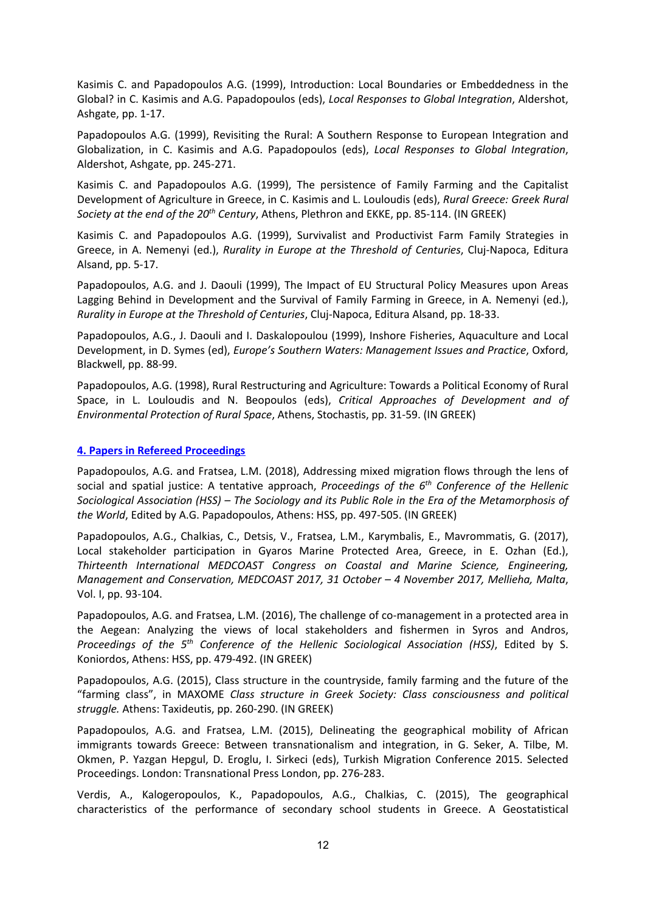Kasimis C. and Papadopoulos A.G. (1999), Introduction: Local Boundaries or Embeddedness in the Global? in C. Kasimis and A.G. Papadopoulos (eds), *Local Responses to Global Integration*, Aldershot, Ashgate, pp. 1-17.

Papadopoulos A.G. (1999), Revisiting the Rural: A Southern Response to European Integration and Globalization, in C. Kasimis and A.G. Papadopoulos (eds), *Local Responses to Global Integration*, Aldershot, Ashgate, pp. 245-271.

Kasimis C. and Papadopoulos A.G. (1999), The persistence of Family Farming and the Capitalist Development of Agriculture in Greece, in C. Kasimis and L. Louloudis (eds), *Rural Greece: Greek Rural Society at the end of the 20th Century*, Athens, Plethron and EKKE, pp. 85-114. (IN GREEK)

Kasimis C. and Papadopoulos A.G. (1999), Survivalist and Productivist Farm Family Strategies in Greece, in A. Nemenyi (ed.), *Rurality in Europe at the Threshold of Centuries*, Cluj-Napoca, Editura Alsand, pp. 5-17.

Papadopoulos, A.G. and J. Daouli (1999), The Impact of EU Structural Policy Measures upon Areas Lagging Behind in Development and the Survival of Family Farming in Greece, in A. Nemenyi (ed.), *Rurality in Europe at the Threshold of Centuries*, Cluj-Napoca, Editura Alsand, pp. 18-33.

Papadopoulos, A.G., J. Daouli and I. Daskalopoulou (1999), Inshore Fisheries, Aquaculture and Local Development, in D. Symes (ed), *Europe's Southern Waters: Management Issues and Practice*, Oxford, Blackwell, pp. 88-99.

Papadopoulos, A.G. (1998), Rural Restructuring and Agriculture: Towards a Political Economy of Rural Space, in L. Louloudis and N. Beopoulos (eds), *Critical Approaches of Development and of Environmental Protection of Rural Space*, Athens, Stochastis, pp. 31-59. (IN GREEK)

## 4. Papers in Refereed Proceedings

Papadopoulos, A.G. and Fratsea, L.M. (2018), Addressing mixed migration flows through the lens of social and spatial justice: A tentative approach, *Proceedings of the 6th Conference of the Hellenic Sociological Association (HSS) – The Sociology and its Public Role in the Era of the Metamorphosis of the World*, Edited by A.G. Papadopoulos, Athens: HSS, pp. 497-505. (IN GREEK)

Papadopoulos, A.G., Chalkias, C., Detsis, V., Fratsea, L.M., Karymbalis, E., Mavrommatis, G. (2017), Local stakeholder participation in Gyaros Marine Protected Area, Greece, in E. Ozhan (Ed.), *Thirteenth International MEDCOAST Congress on Coastal and Marine Science, Engineering, Management and Conservation, MEDCOAST 2017, 31 October – 4 November 2017, Mellieha, Malta*, Vol. I, pp. 93-104.

Papadopoulos, A.G. and Fratsea, L.M. (2016), The challenge of co-management in a protected area in the Aegean: Analyzing the views of local stakeholders and fishermen in Syros and Andros, *Proceedings of the 5th Conference of the Hellenic Sociological Association (HSS)*, Edited by S. Koniordos, Athens: HSS, pp. 479-492. (IN GREEK)

Papadopoulos, A.G. (2015), Class structure in the countryside, family farming and the future of the "farming class", in MAXOME *Class structure in Greek Society: Class consciousness and political struggle.* Athens: Taxideutis, pp. 260-290. (IN GREEK)

Papadopoulos, A.G. and Fratsea, L.M. (2015), Delineating the geographical mobility of African immigrants towards Greece: Between transnationalism and integration, in G. Seker, A. Tilbe, M. Okmen, P. Yazgan Hepgul, D. Eroglu, I. Sirkeci (eds), Turkish Migration Conference 2015. Selected Proceedings. London: Transnational Press London, pp. 276-283.

Verdis, A., Kalogeropoulos, K., Papadopoulos, A.G., Chalkias, C. (2015), The geographical characteristics of the performance of secondary school students in Greece. A Geostatistical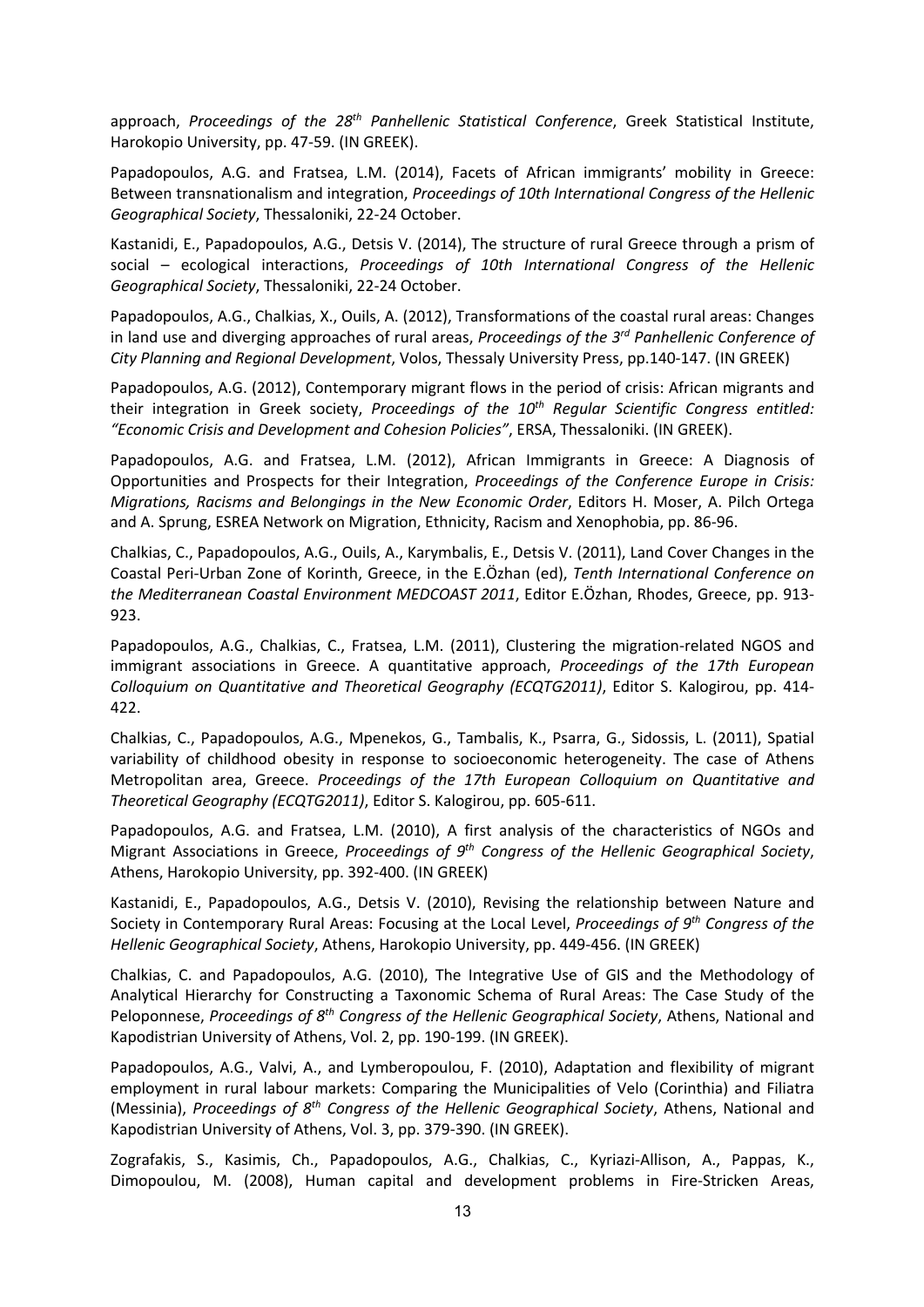approach, *Proceedings of the 28th Panhellenic Statistical Conference*, Greek Statistical Institute, Harokopio University, pp. 47-59. (IN GREEK).

Papadopoulos, A.G. and Fratsea, L.M. (2014), Facets of African immigrants' mobility in Greece: Between transnationalism and integration, *Proceedings of 10th International Congress of the Hellenic Geographical Society*, Thessaloniki, 22-24 October.

Kastanidi, E., Papadopoulos, A.G., Detsis V. (2014), The structure of rural Greece through a prism of social – ecological interactions, *Proceedings of 10th International Congress of the Hellenic Geographical Society*, Thessaloniki, 22-24 October.

Papadopoulos, A.G., Chalkias, X., Ouils, A. (2012), Transformations of the coastal rural areas: Changes in land use and diverging approaches of rural areas, *Proceedings of the 3rd Panhellenic Conference of City Planning and Regional Development*, Volos, Thessaly University Press, pp.140-147. (IN GREEK)

Papadopoulos, A.G. (2012), Contemporary migrant flows in the period of crisis: African migrants and their integration in Greek society, *Proceedings of the 10th Regular Scientific Congress entitled: "Economic Crisis and Development and Cohesion Policies"*, ERSA, Thessaloniki. (IN GREEK).

Papadopoulos, A.G. and Fratsea, L.M. (2012), African Immigrants in Greece: A Diagnosis of Opportunities and Prospects for their Integration, *Proceedings of the Conference Europe in Crisis: Migrations, Racisms and Belongings in the New Economic Order*, Editors H. Moser, A. Pilch Ortega and A. Sprung, ESREA Network on Migration, Ethnicity, Racism and Xenophobia, pp. 86-96.

Chalkias, C., Papadopoulos, A.G., Ouils, A., Karymbalis, E., Detsis V. (2011), Land Cover Changes in the Coastal Peri-Urban Zone of Korinth, Greece, in the E.Özhan (ed), *Tenth International Conference on the Mediterranean Coastal Environment MEDCOAST 2011*, Editor E.Özhan, Rhodes, Greece, pp. 913-923.

Papadopoulos, A.G., Chalkias, C., Fratsea, L.M. (2011), Clustering the migration-related NGOS and immigrant associations in Greece. A quantitative approach, *Proceedings of the 17th European Colloquium on Quantitative and Theoretical Geography (ECQTG2011)*, Editor S. Kalogirou, pp. 414-422.

Chalkias, C., Papadopoulos, A.G., Mpenekos, G., Tambalis, K., Psarra, G., Sidossis, L. (2011), Spatial variability of childhood obesity in response to socioeconomic heterogeneity. The case of Athens Metropolitan area, Greece. *Proceedings of the 17th European Colloquium on Quantitative and Theoretical Geography (ECQTG2011)*, Editor S. Kalogirou, pp. 605-611.

Papadopoulos, A.G. and Fratsea, L.M. (2010), A first analysis of the characteristics of NGOs and Migrant Associations in Greece, *Proceedings of 9th Congress of the Hellenic Geographical Society*, Athens, Harokopio University, pp. 392-400. (IN GREEK)

Kastanidi, E., Papadopoulos, A.G., Detsis V. (2010), Revising the relationship between Nature and Society in Contemporary Rural Areas: Focusing at the Local Level, *Proceedings of 9th Congress of the Hellenic Geographical Society*, Athens, Harokopio University, pp. 449-456. (IN GREEK)

Chalkias, C. and Papadopoulos, A.G. (2010), The Integrative Use of GIS and the Methodology of Analytical Hierarchy for Constructing a Taxonomic Schema of Rural Areas: The Case Study of the Peloponnese, *Proceedings of 8th Congress of the Hellenic Geographical Society*, Athens, National and Kapodistrian University of Athens, Vol. 2, pp. 190-199. (IN GREEK).

Papadopoulos, A.G., Valvi, A., and Lymberopoulou, F. (2010), Adaptation and flexibility of migrant employment in rural labour markets: Comparing the Municipalities of Velo (Corinthia) and Filiatra (Messinia), *Proceedings of 8th Congress of the Hellenic Geographical Society*, Athens, National and Kapodistrian University of Athens, Vol. 3, pp. 379-390. (IN GREEK).

Zografakis, S., Kasimis, Ch., Papadopoulos, A.G., Chalkias, C., Kyriazi-Allison, A., Pappas, K., Dimopoulou, M. (2008), Human capital and development problems in Fire-Stricken Areas,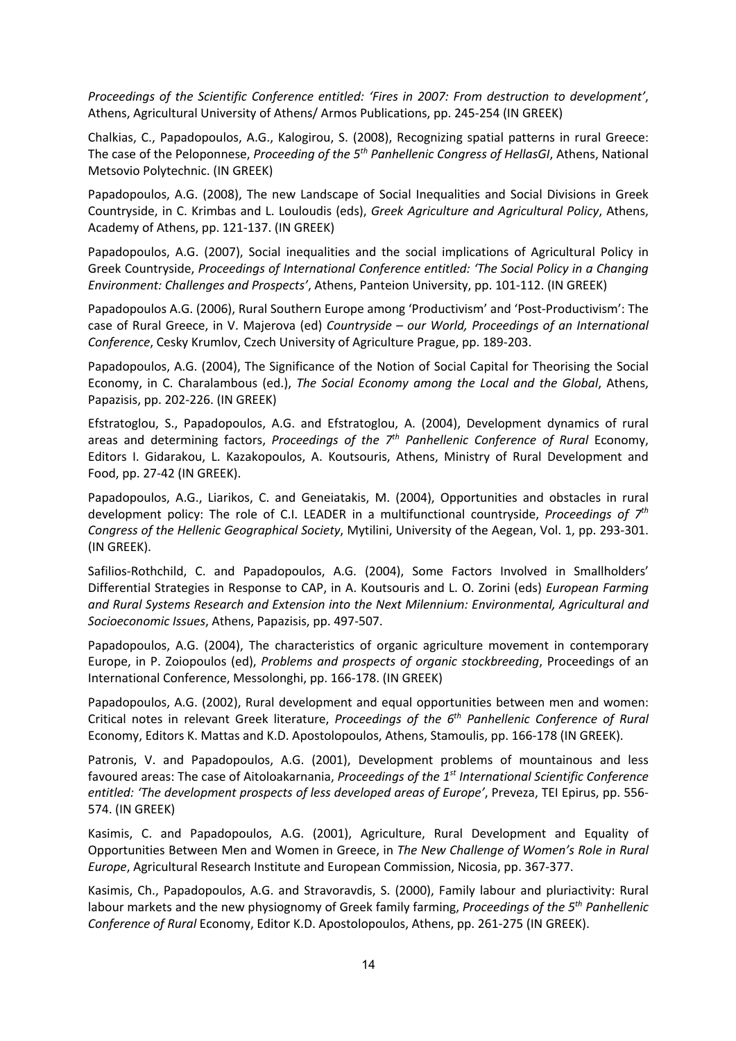*Proceedings of the Scientific Conference entitled: 'Fires in 2007: From destruction to development'*, Athens, Agricultural University of Athens/ Armos Publications, pp. 245-254 (IN GREEK)

Chalkias, C., Papadopoulos, A.G., Kalogirou, S. (2008), Recognizing spatial patterns in rural Greece: The case of the Peloponnese, *Proceeding of the 5th Panhellenic Congress of HellasGI*, Athens, National Metsovio Polytechnic. (IN GREEK)

Papadopoulos, A.G. (2008), The new Landscape of Social Inequalities and Social Divisions in Greek Countryside, in C. Krimbas and L. Louloudis (eds), *Greek Agriculture and Agricultural Policy*, Athens, Academy of Athens, pp. 121-137. (IN GREEK)

Papadopoulos, A.G. (2007), Social inequalities and the social implications of Agricultural Policy in Greek Countryside, *Proceedings of International Conference entitled: 'The Social Policy in a Changing Environment: Challenges and Prospects'*, Athens, Panteion University, pp. 101-112. (IN GREEK)

Papadopoulos A.G. (2006), Rural Southern Europe among 'Productivism' and 'Post-Productivism': The case of Rural Greece, in V. Majerova (ed) *Countryside – our World, Proceedings of an International Conference*, Cesky Krumlov, Czech University of Agriculture Prague, pp. 189-203.

Papadopoulos, A.G. (2004), The Significance of the Notion of Social Capital for Theorising the Social Economy, in C. Charalambous (ed.), *The Social Economy among the Local and the Global*, Athens, Papazisis, pp. 202-226. (IN GREEK)

Efstratoglou, S., Papadopoulos, A.G. and Efstratoglou, A. (2004), Development dynamics of rural areas and determining factors, *Proceedings of the 7th Panhellenic Conference of Rural* Economy, Editors I. Gidarakou, L. Kazakopoulos, A. Koutsouris, Athens, Ministry of Rural Development and Food, pp. 27-42 (IN GREEK).

Papadopoulos, A.G., Liarikos, C. and Geneiatakis, M. (2004), Opportunities and obstacles in rural development policy: The role of C.I. LEADER in a multifunctional countryside, *Proceedings of 7th Congress of the Hellenic Geographical Society*, Mytilini, University of the Aegean, Vol. 1, pp. 293-301. (IN GREEK).

Safilios-Rothchild, C. and Papadopoulos, A.G. (2004), Some Factors Involved in Smallholders' Differential Strategies in Response to CAP, in A. Koutsouris and L. O. Zorini (eds) *European Farming and Rural Systems Research and Extension into the Next Millennium: Environmental, Agricultural and Socioeconomic Issues*, Athens, Papazisis, pp. 497-507.

Papadopoulos, A.G. (2004), The characteristics of organic agriculture movement in contemporary Europe, in P. Zoiopoulos (ed), *Problems and prospects of organic stockbreeding*, Proceedings of an International Conference, Messolonghi, pp. 166-178. (IN GREEK)

Papadopoulos, A.G. (2002), Rural development and equal opportunities between men and women: Critical notes in relevant Greek literature, *Proceedings of the 6th Panhellenic Conference of Rural* Economy, Editors K. Mattas and K.D. Apostolopoulos, Athens, Stamoulis, pp. 166-178 (IN GREEK).

Patronis, V. and Papadopoulos, A.G. (2001), Development problems of mountainous and less favoured areas: The case of Aitoloakarnania, *Proceedings of the 1st International Scientific Conference entitled: 'The development prospects of less developed areas of Europe'*, Preveza, TEI Epirus, pp. 556-574. (IN GREEK)

Kasimis, C. and Papadopoulos, A.G. (2001), Agriculture, Rural Development and Equality of Opportunities Between Men and Women in Greece, in *The New Challenge of Women's Role in Rural Europe*, Agricultural Research Institute and European Commission, Nicosia, pp. 367-377.

Kasimis, Ch., Papadopoulos, A.G. and Stravoravdis, S. (2000), Family labour and pluriactivity: Rural labour markets and the new physiognomy of Greek family farming, *Proceedings of the 5th Panhellenic Conference of Rural* Economy, Editor K.D. Apostolopoulos, Athens, pp. 261-275 (IN GREEK).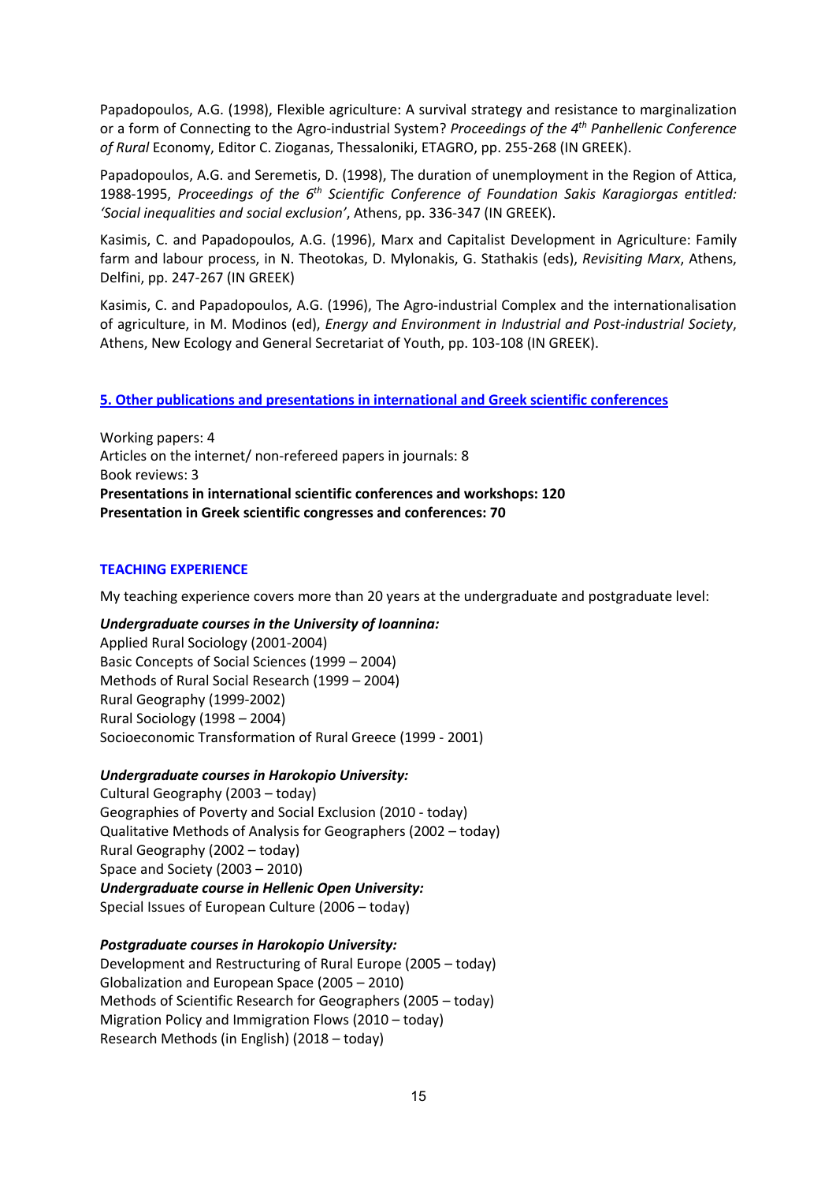Papadopoulos, A.G. (1998), Flexible agriculture: A survival strategy and resistance to marginalization or a form of Connecting to the Agro-industrial System? *Proceedings of the 4th Panhellenic Conference of Rural* Economy, Editor C. Zioganas, Thessaloniki, ETAGRO, pp. 255-268 (IN GREEK).

Papadopoulos, A.G. and Seremetis, D. (1998), The duration of unemployment in the Region of Attica, 1988-1995, *Proceedings of the 6th Scientific Conference of Foundation Sakis Karagiorgas entitled: 'Social inequalities and social exclusion'*, Athens, pp. 336-347 (IN GREEK).

Kasimis, C. and Papadopoulos, A.G. (1996), Marx and Capitalist Development in Agriculture: Family farm and labour process, in N. Theotokas, D. Mylonakis, G. Stathakis (eds), *Revisiting Marx*, Athens, Delfini, pp. 247-267 (IN GREEK)

Kasimis, C. and Papadopoulos, A.G. (1996), The Agro-industrial Complex and the internationalisation of agriculture, in M. Modinos (ed), *Energy and Environment in Industrial and Post-industrial Society*, Athens, New Ecology and General Secretariat of Youth, pp. 103-108 (IN GREEK).

## 5. Other publications and presentations in international and Greek scientific conferences

Working papers: 4
Articles on the internet/ non-refereed papers in journals: 8
Book reviews: 3
**Presentations in international scientific conferences and workshops: 120**
**Presentation in Greek scientific congresses and conferences: 70**

## TEACHING EXPERIENCE

My teaching experience covers more than 20 years at the undergraduate and postgraduate level:

***Undergraduate courses in the University of Ioannina:***
Applied Rural Sociology (2001-2004)
Basic Concepts of Social Sciences (1999 – 2004)
Methods of Rural Social Research (1999 – 2004)
Rural Geography (1999-2002)
Rural Sociology (1998 – 2004)
Socioeconomic Transformation of Rural Greece (1999 - 2001)

***Undergraduate courses in Harokopio University:***
Cultural Geography (2003 – today)
Geographies of Poverty and Social Exclusion (2010 - today)
Qualitative Methods of Analysis for Geographers (2002 – today)
Rural Geography (2002 – today)
Space and Society (2003 – 2010)

***Undergraduate course in Hellenic Open University:***
Special Issues of European Culture (2006 – today)

***Postgraduate courses in Harokopio University:***
Development and Restructuring of Rural Europe (2005 – today)
Globalization and European Space (2005 – 2010)
Methods of Scientific Research for Geographers (2005 – today)
Migration Policy and Immigration Flows (2010 – today)
Research Methods (in English) (2018 – today)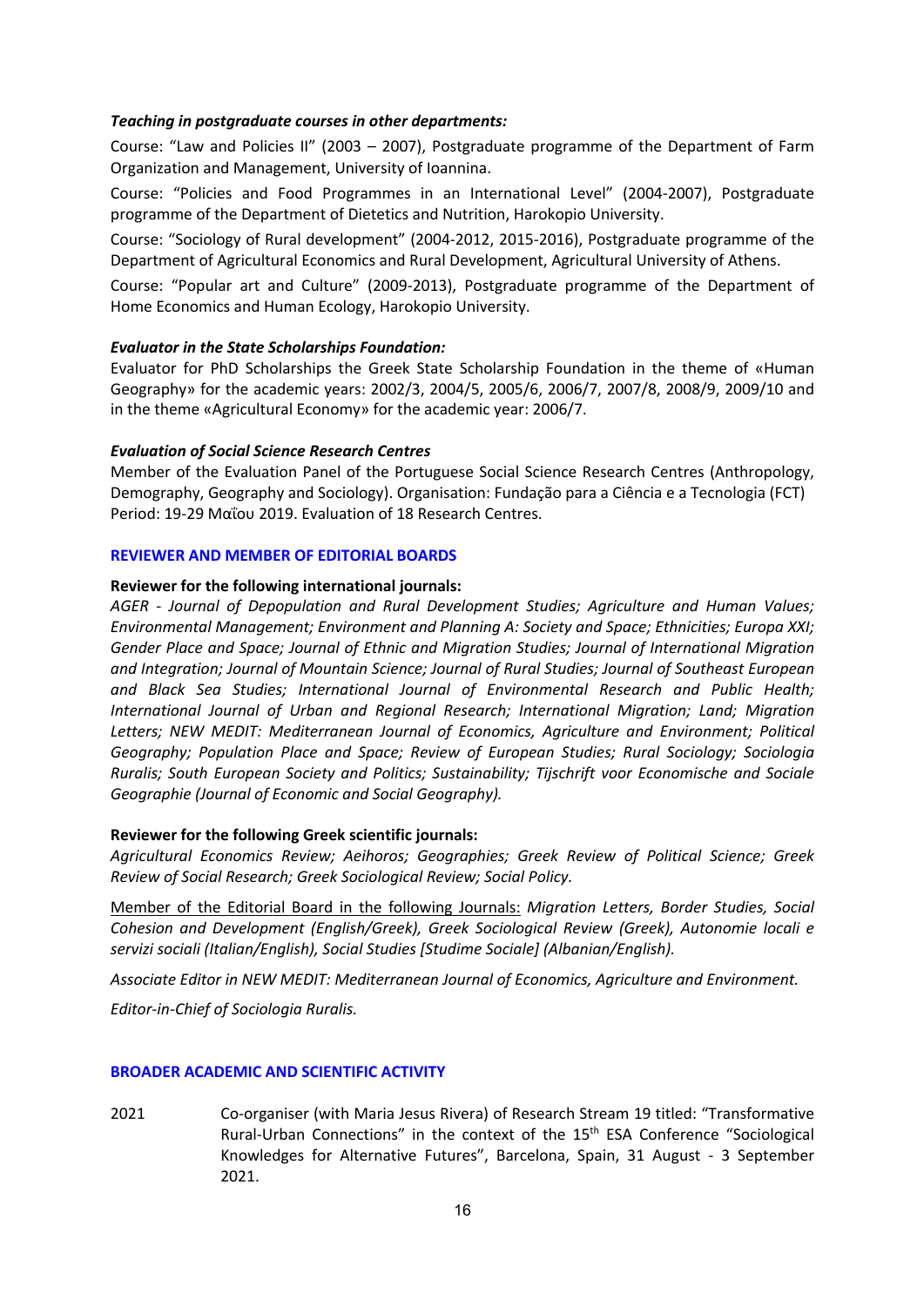***Teaching in postgraduate courses in other departments:***

Course: "Law and Policies II" (2003 – 2007), Postgraduate programme of the Department of Farm Organization and Management, University of Ioannina.

Course: "Policies and Food Programmes in an International Level" (2004-2007), Postgraduate programme of the Department of Dietetics and Nutrition, Harokopio University.

Course: "Sociology of Rural development" (2004-2012, 2015-2016), Postgraduate programme of the Department of Agricultural Economics and Rural Development, Agricultural University of Athens.

Course: "Popular art and Culture" (2009-2013), Postgraduate programme of the Department of Home Economics and Human Ecology, Harokopio University.

***Evaluator in the State Scholarships Foundation:***

Evaluator for PhD Scholarships the Greek State Scholarship Foundation in the theme of «Human Geography» for the academic years: 2002/3, 2004/5, 2005/6, 2006/7, 2007/8, 2008/9, 2009/10 and in the theme «Agricultural Economy» for the academic year: 2006/7.

***Evaluation of Social Science Research Centres***

Member of the Evaluation Panel of the Portuguese Social Science Research Centres (Anthropology, Demography, Geography and Sociology). Organisation: Fundação para a Ciência e a Tecnologia (FCT) Period: 19-29 Μαΐου 2019. Evaluation of 18 Research Centres.

## REVIEWER AND MEMBER OF EDITORIAL BOARDS

**Reviewer for the following international journals:**

*AGER - Journal of Depopulation and Rural Development Studies; Agriculture and Human Values; Environmental Management; Environment and Planning A: Society and Space; Ethnicities; Europa XXI; Gender Place and Space; Journal of Ethnic and Migration Studies; Journal of International Migration and Integration; Journal of Mountain Science; Journal of Rural Studies; Journal of Southeast European and Black Sea Studies; International Journal of Environmental Research and Public Health; International Journal of Urban and Regional Research; International Migration; Land; Migration Letters; NEW MEDIT: Mediterranean Journal of Economics, Agriculture and Environment; Political Geography; Population Place and Space; Review of European Studies; Rural Sociology; Sociologia Ruralis; South European Society and Politics; Sustainability; Tijschrift voor Economische and Sociale Geographie (Journal of Economic and Social Geography).*

**Reviewer for the following Greek scientific journals:**

*Agricultural Economics Review; Aeihoros; Geographies; Greek Review of Political Science; Greek Review of Social Research; Greek Sociological Review; Social Policy.*

<u>Member of the Editorial Board in the following Journals:</u> *Migration Letters, Border Studies, Social Cohesion and Development (English/Greek), Greek Sociological Review (Greek), Autonomie locali e servizi sociali (Italian/English), Social Studies [Studime Sociale] (Albanian/English).*

*Associate Editor in NEW MEDIT: Mediterranean Journal of Economics, Agriculture and Environment.*

*Editor-in-Chief of Sociologia Ruralis.*

## BROADER ACADEMIC AND SCIENTIFIC ACTIVITY

2021 Co-organiser (with Maria Jesus Rivera) of Research Stream 19 titled: "Transformative Rural-Urban Connections" in the context of the 15th ESA Conference "Sociological Knowledges for Alternative Futures", Barcelona, Spain, 31 August - 3 September 2021.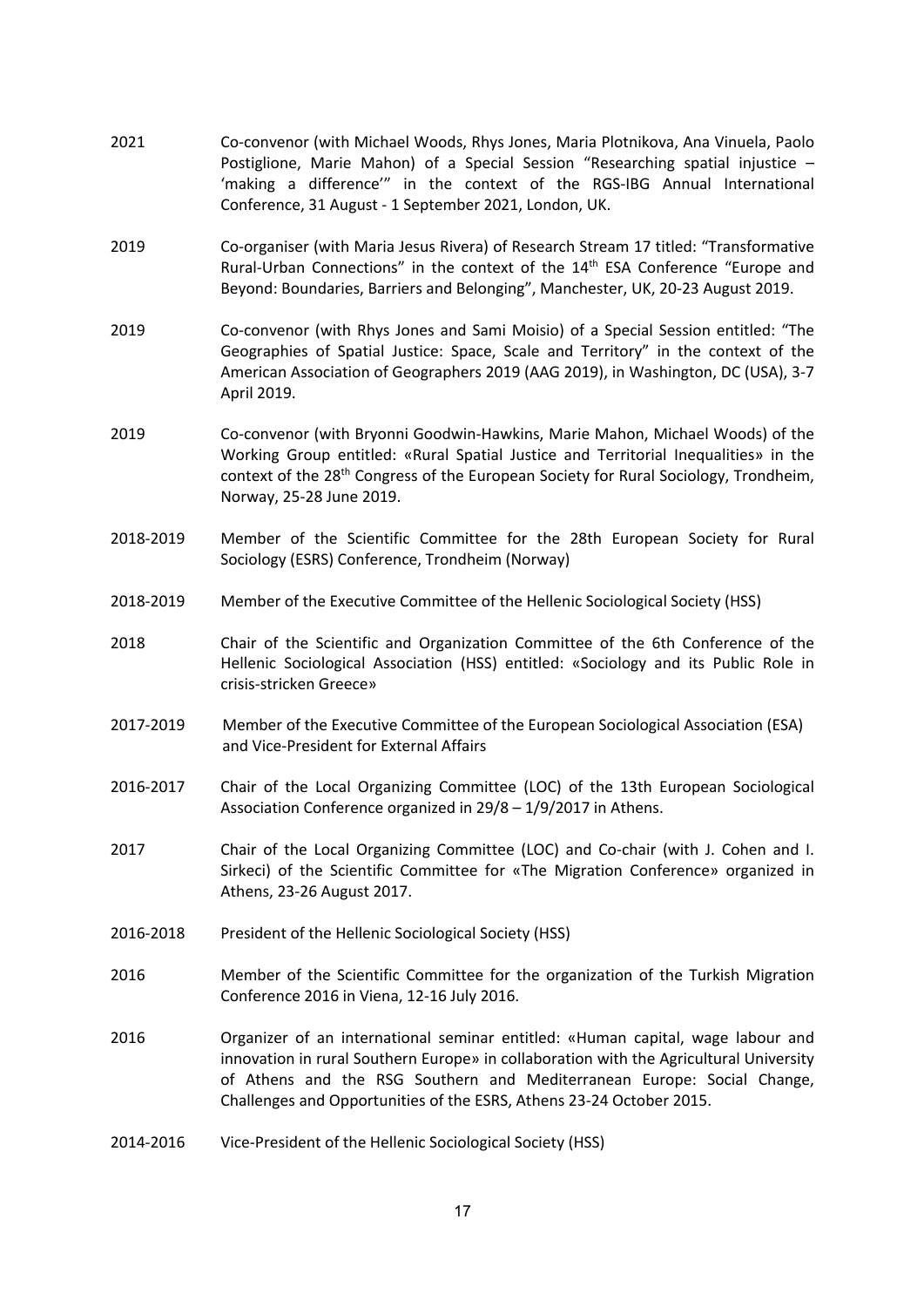2021 Co-convenor (with Michael Woods, Rhys Jones, Maria Plotnikova, Ana Vinuela, Paolo Postiglione, Marie Mahon) of a Special Session "Researching spatial injustice – 'making a difference'" in the context of the RGS-IBG Annual International Conference, 31 August - 1 September 2021, London, UK.

2019 Co-organiser (with Maria Jesus Rivera) of Research Stream 17 titled: "Transformative Rural-Urban Connections" in the context of the 14th ESA Conference "Europe and Beyond: Boundaries, Barriers and Belonging", Manchester, UK, 20-23 August 2019.

2019 Co-convenor (with Rhys Jones and Sami Moisio) of a Special Session entitled: "The Geographies of Spatial Justice: Space, Scale and Territory" in the context of the American Association of Geographers 2019 (AAG 2019), in Washington, DC (USA), 3-7 April 2019.

2019 Co-convenor (with Bryonni Goodwin-Hawkins, Marie Mahon, Michael Woods) of the Working Group entitled: «Rural Spatial Justice and Territorial Inequalities» in the context of the 28th Congress of the European Society for Rural Sociology, Trondheim, Norway, 25-28 June 2019.

2018-2019 Member of the Scientific Committee for the 28th European Society for Rural Sociology (ESRS) Conference, Trondheim (Norway)

2018-2019 Member of the Executive Committee of the Hellenic Sociological Society (HSS)

2018 Chair of the Scientific and Organization Committee of the 6th Conference of the Hellenic Sociological Association (HSS) entitled: «Sociology and its Public Role in crisis-stricken Greece»

2017-2019 Member of the Executive Committee of the European Sociological Association (ESA) and Vice-President for External Affairs

2016-2017 Chair of the Local Organizing Committee (LOC) of the 13th European Sociological Association Conference organized in 29/8 – 1/9/2017 in Athens.

2017 Chair of the Local Organizing Committee (LOC) and Co-chair (with J. Cohen and I. Sirkeci) of the Scientific Committee for «The Migration Conference» organized in Athens, 23-26 August 2017.

2016-2018 President of the Hellenic Sociological Society (HSS)

2016 Member of the Scientific Committee for the organization of the Turkish Migration Conference 2016 in Viena, 12-16 July 2016.

2016 Organizer of an international seminar entitled: «Human capital, wage labour and innovation in rural Southern Europe» in collaboration with the Agricultural University of Athens and the RSG Southern and Mediterranean Europe: Social Change, Challenges and Opportunities of the ESRS, Athens 23-24 October 2015.

2014-2016 Vice-President of the Hellenic Sociological Society (HSS)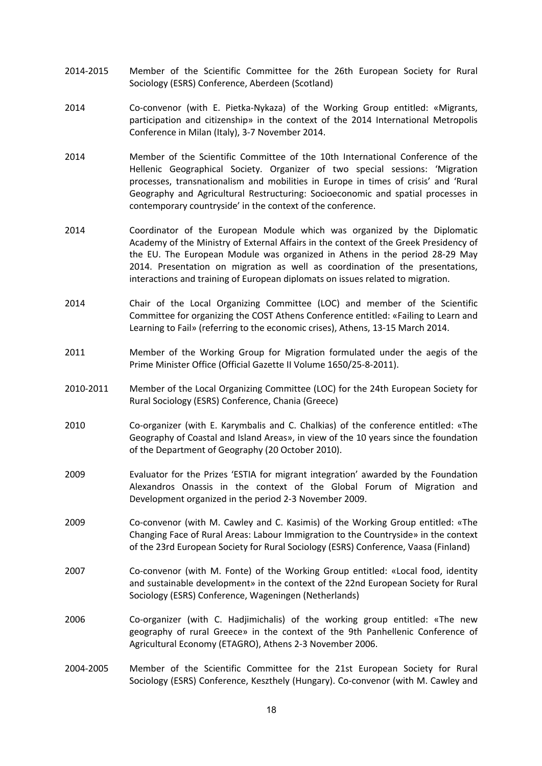2014-2015 Member of the Scientific Committee for the 26th European Society for Rural Sociology (ESRS) Conference, Aberdeen (Scotland)

2014 Co-convenor (with E. Pietka-Nykaza) of the Working Group entitled: «Migrants, participation and citizenship» in the context of the 2014 International Metropolis Conference in Milan (Italy), 3-7 November 2014.

2014 Member of the Scientific Committee of the 10th International Conference of the Hellenic Geographical Society. Organizer of two special sessions: 'Migration processes, transnationalism and mobilities in Europe in times of crisis' and 'Rural Geography and Agricultural Restructuring: Socioeconomic and spatial processes in contemporary countryside' in the context of the conference.

2014 Coordinator of the European Module which was organized by the Diplomatic Academy of the Ministry of External Affairs in the context of the Greek Presidency of the EU. The European Module was organized in Athens in the period 28-29 May 2014. Presentation on migration as well as coordination of the presentations, interactions and training of European diplomats on issues related to migration.

2014 Chair of the Local Organizing Committee (LOC) and member of the Scientific Committee for organizing the COST Athens Conference entitled: «Failing to Learn and Learning to Fail» (referring to the economic crises), Athens, 13-15 March 2014.

2011 Member of the Working Group for Migration formulated under the aegis of the Prime Minister Office (Official Gazette II Volume 1650/25-8-2011).

2010-2011 Member of the Local Organizing Committee (LOC) for the 24th European Society for Rural Sociology (ESRS) Conference, Chania (Greece)

2010 Co-organizer (with E. Karymbalis and C. Chalkias) of the conference entitled: «The Geography of Coastal and Island Areas», in view of the 10 years since the foundation of the Department of Geography (20 October 2010).

2009 Evaluator for the Prizes 'ESTIA for migrant integration' awarded by the Foundation Alexandros Onassis in the context of the Global Forum of Migration and Development organized in the period 2-3 November 2009.

2009 Co-convenor (with M. Cawley and C. Kasimis) of the Working Group entitled: «The Changing Face of Rural Areas: Labour Immigration to the Countryside» in the context of the 23rd European Society for Rural Sociology (ESRS) Conference, Vaasa (Finland)

2007 Co-convenor (with M. Fonte) of the Working Group entitled: «Local food, identity and sustainable development» in the context of the 22nd European Society for Rural Sociology (ESRS) Conference, Wageningen (Netherlands)

2006 Co-organizer (with C. Hadjimichalis) of the working group entitled: «The new geography of rural Greece» in the context of the 9th Panhellenic Conference of Agricultural Economy (ETAGRO), Athens 2-3 November 2006.

2004-2005 Member of the Scientific Committee for the 21st European Society for Rural Sociology (ESRS) Conference, Keszthely (Hungary). Co-convenor (with M. Cawley and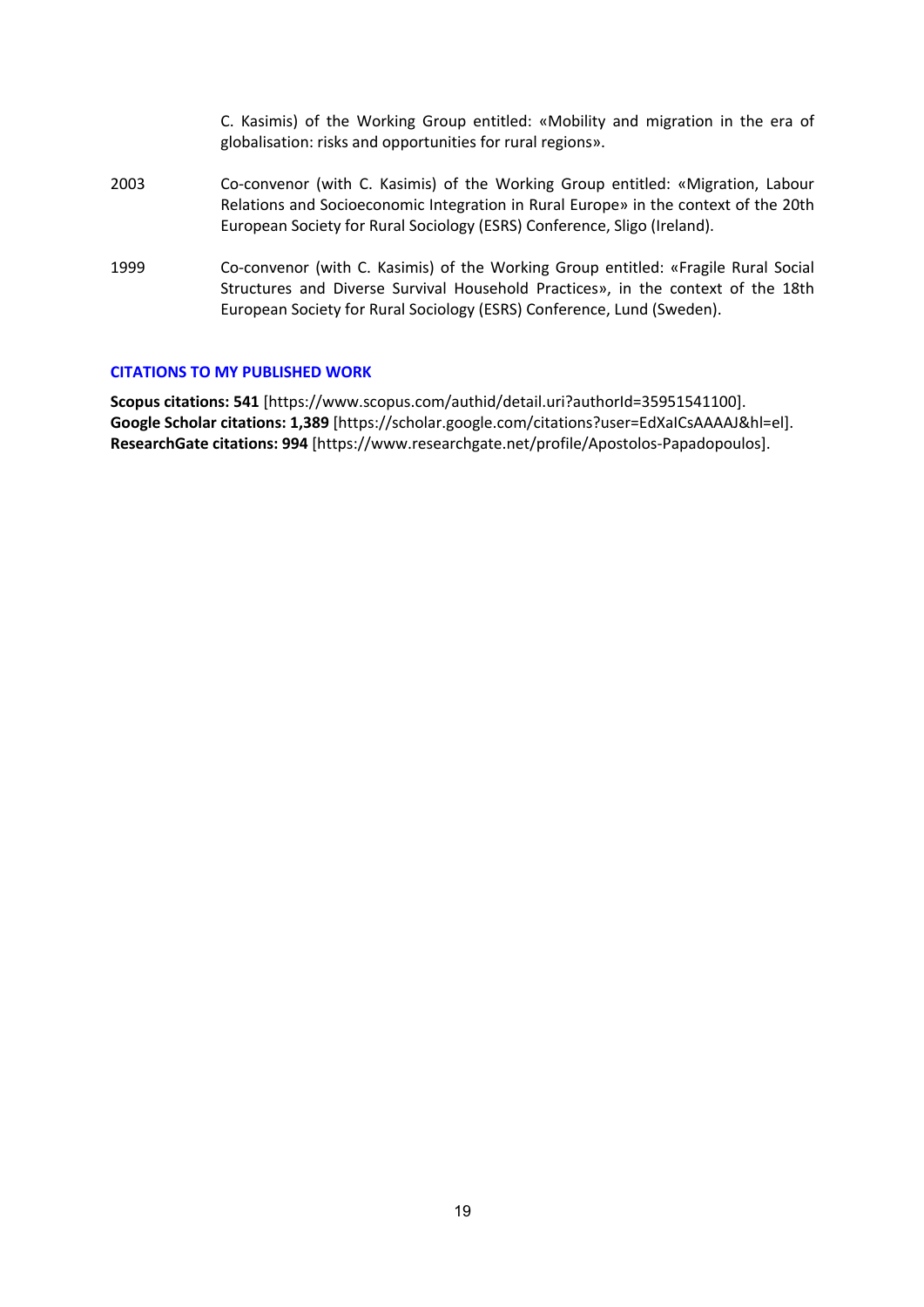C. Kasimis) of the Working Group entitled: «Mobility and migration in the era of globalisation: risks and opportunities for rural regions».

2003 Co-convenor (with C. Kasimis) of the Working Group entitled: «Migration, Labour Relations and Socioeconomic Integration in Rural Europe» in the context of the 20th European Society for Rural Sociology (ESRS) Conference, Sligo (Ireland).

1999 Co-convenor (with C. Kasimis) of the Working Group entitled: «Fragile Rural Social Structures and Diverse Survival Household Practices», in the context of the 18th European Society for Rural Sociology (ESRS) Conference, Lund (Sweden).

## CITATIONS TO MY PUBLISHED WORK

**Scopus citations: 541** [https://www.scopus.com/authid/detail.uri?authorId=35951541100].
**Google Scholar citations: 1,389** [https://scholar.google.com/citations?user=EdXaICsAAAAJ&hl=el].
**ResearchGate citations: 994** [https://www.researchgate.net/profile/Apostolos-Papadopoulos].